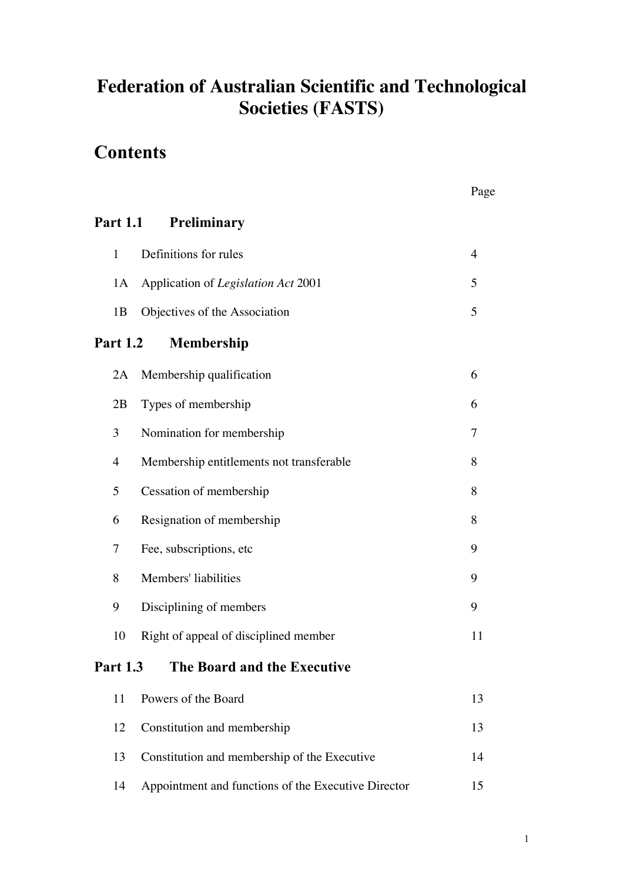# Federation of Australian Scientific and Technological Societies (FASTS)

## Contents

| | | Page |
|---|---|---|
| **Part 1.1** | **Preliminary** | |
| 1 | Definitions for rules | 4 |
| 1A | Application of *Legislation Act* 2001 | 5 |
| 1B | Objectives of the Association | 5 |
| **Part 1.2** | **Membership** | |
| 2A | Membership qualification | 6 |
| 2B | Types of membership | 6 |
| 3 | Nomination for membership | 7 |
| 4 | Membership entitlements not transferable | 8 |
| 5 | Cessation of membership | 8 |
| 6 | Resignation of membership | 8 |
| 7 | Fee, subscriptions, etc | 9 |
| 8 | Members' liabilities | 9 |
| 9 | Disciplining of members | 9 |
| 10 | Right of appeal of disciplined member | 11 |
| **Part 1.3** | **The Board and the Executive** | |
| 11 | Powers of the Board | 13 |
| 12 | Constitution and membership | 13 |
| 13 | Constitution and membership of the Executive | 14 |
| 14 | Appointment and functions of the Executive Director | 15 |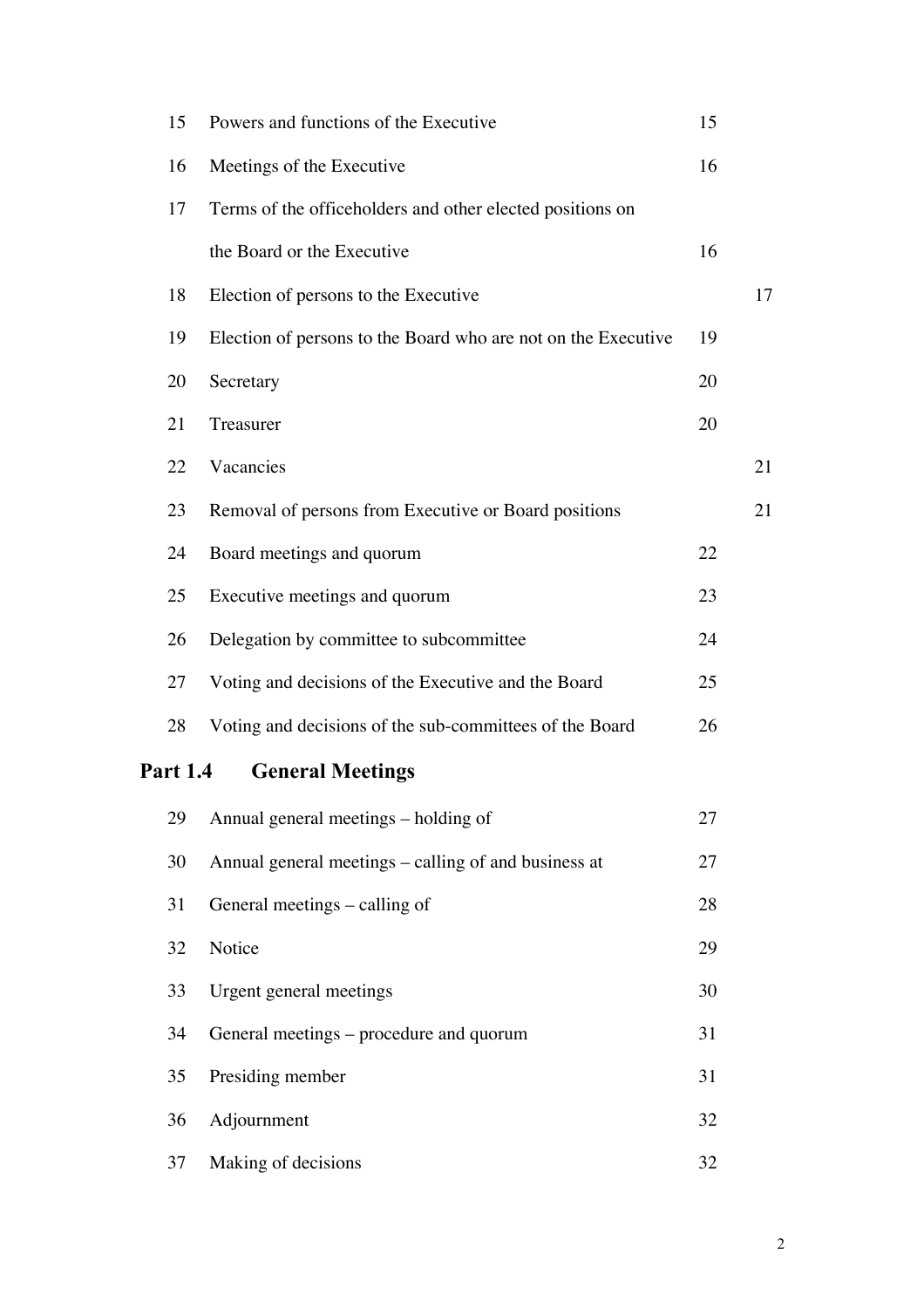| | | |
|---|---|---|
| 15 | Powers and functions of the Executive | 15 |
| 16 | Meetings of the Executive | 16 |
| 17 | Terms of the officeholders and other elected positions on the Board or the Executive | 16 |
| 18 | Election of persons to the Executive | 17 |
| 19 | Election of persons to the Board who are not on the Executive | 19 |
| 20 | Secretary | 20 |
| 21 | Treasurer | 20 |
| 22 | Vacancies | 21 |
| 23 | Removal of persons from Executive or Board positions | 21 |
| 24 | Board meetings and quorum | 22 |
| 25 | Executive meetings and quorum | 23 |
| 26 | Delegation by committee to subcommittee | 24 |
| 27 | Voting and decisions of the Executive and the Board | 25 |
| 28 | Voting and decisions of the sub-committees of the Board | 26 |

## Part 1.4 General Meetings

| | | |
|---|---|---|
| 29 | Annual general meetings – holding of | 27 |
| 30 | Annual general meetings – calling of and business at | 27 |
| 31 | General meetings – calling of | 28 |
| 32 | Notice | 29 |
| 33 | Urgent general meetings | 30 |
| 34 | General meetings – procedure and quorum | 31 |
| 35 | Presiding member | 31 |
| 36 | Adjournment | 32 |
| 37 | Making of decisions | 32 |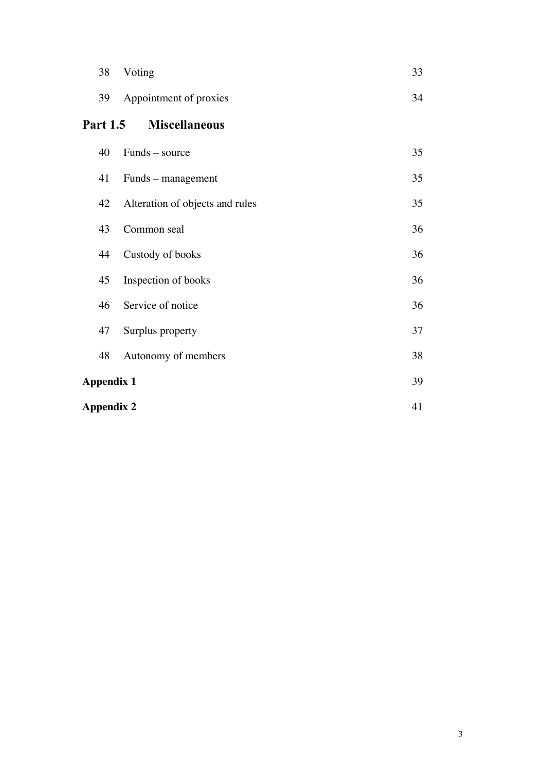| | | |
|---|---|---|
| 38 | Voting | 33 |
| 39 | Appointment of proxies | 34 |

## Part 1.5 Miscellaneous

| | | |
|---|---|---|
| 40 | Funds – source | 35 |
| 41 | Funds – management | 35 |
| 42 | Alteration of objects and rules | 35 |
| 43 | Common seal | 36 |
| 44 | Custody of books | 36 |
| 45 | Inspection of books | 36 |
| 46 | Service of notice | 36 |
| 47 | Surplus property | 37 |
| 48 | Autonomy of members | 38 |

**Appendix 1** 39

**Appendix 2** 41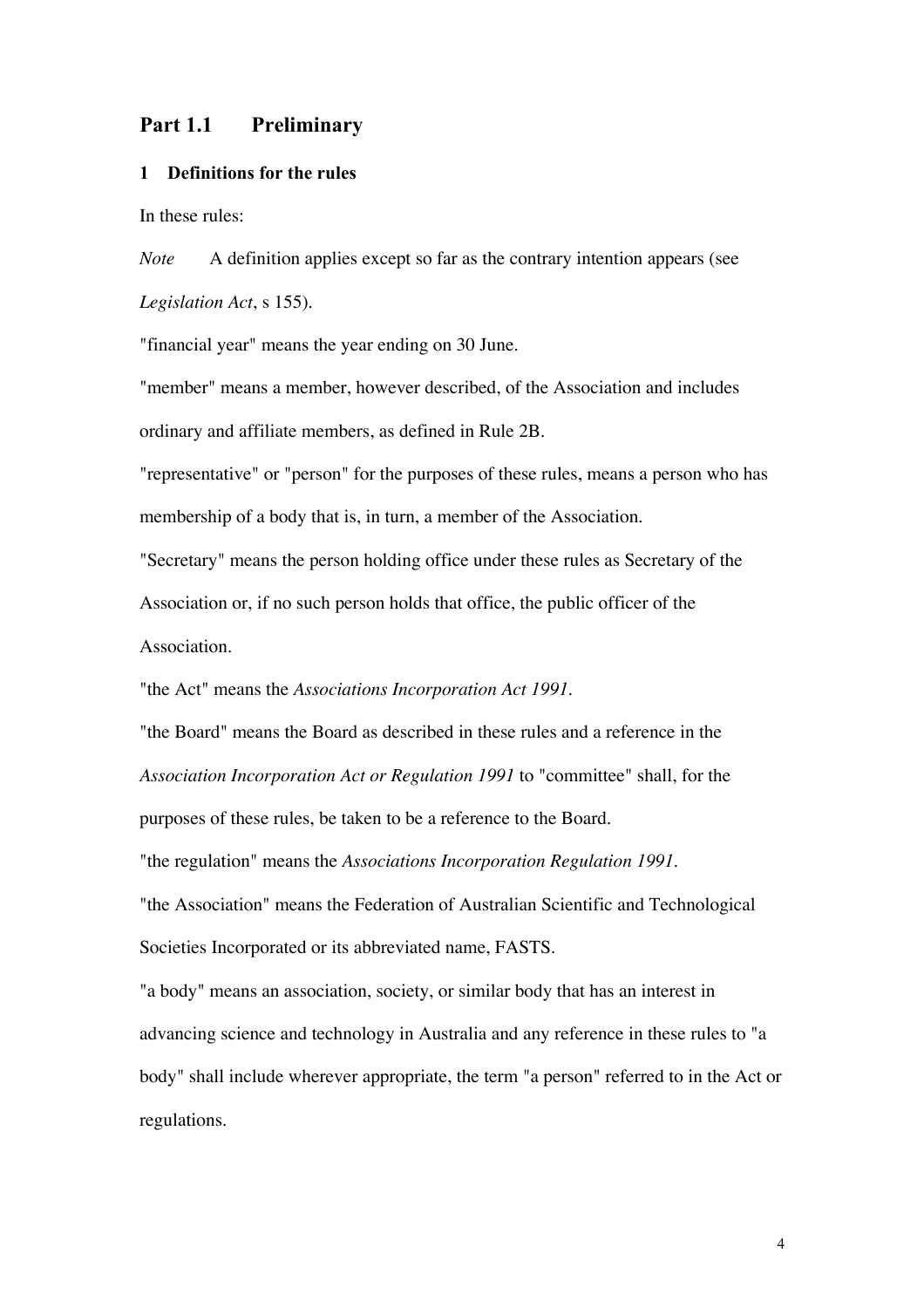## Part 1.1 Preliminary

### 1 Definitions for the rules

In these rules:

*Note* A definition applies except so far as the contrary intention appears (see *Legislation Act*, s 155).

"financial year" means the year ending on 30 June.

"member" means a member, however described, of the Association and includes ordinary and affiliate members, as defined in Rule 2B.

"representative" or "person" for the purposes of these rules, means a person who has membership of a body that is, in turn, a member of the Association.

"Secretary" means the person holding office under these rules as Secretary of the Association or, if no such person holds that office, the public officer of the Association.

"the Act" means the *Associations Incorporation Act 1991*.

"the Board" means the Board as described in these rules and a reference in the *Association Incorporation Act or Regulation 1991* to "committee" shall, for the purposes of these rules, be taken to be a reference to the Board.

"the regulation" means the *Associations Incorporation Regulation 1991*.

"the Association" means the Federation of Australian Scientific and Technological Societies Incorporated or its abbreviated name, FASTS.

"a body" means an association, society, or similar body that has an interest in advancing science and technology in Australia and any reference in these rules to "a body" shall include wherever appropriate, the term "a person" referred to in the Act or regulations.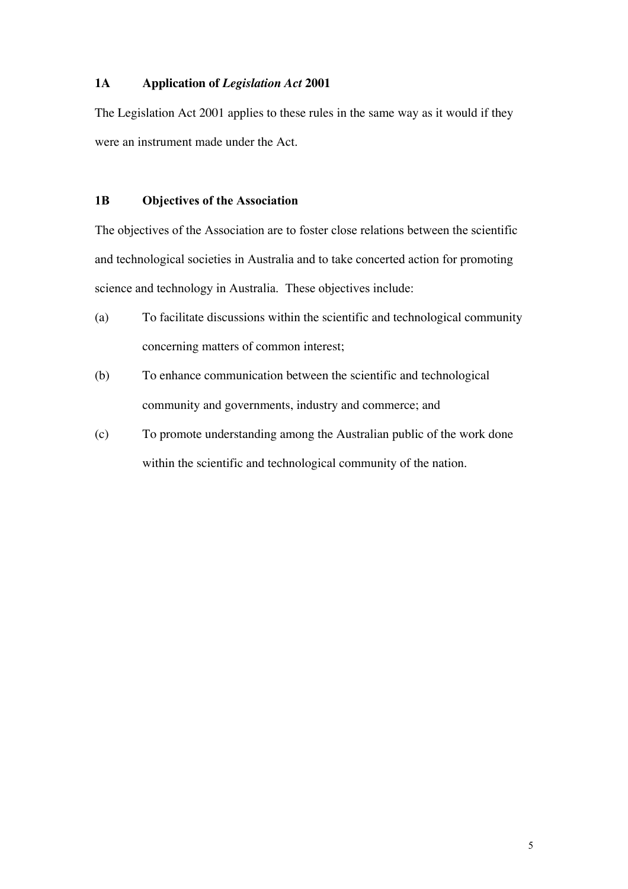### 1A Application of *Legislation Act* 2001

The Legislation Act 2001 applies to these rules in the same way as it would if they were an instrument made under the Act.

### 1B Objectives of the Association

The objectives of the Association are to foster close relations between the scientific and technological societies in Australia and to take concerted action for promoting science and technology in Australia. These objectives include:

(a) To facilitate discussions within the scientific and technological community concerning matters of common interest;

(b) To enhance communication between the scientific and technological community and governments, industry and commerce; and

(c) To promote understanding among the Australian public of the work done within the scientific and technological community of the nation.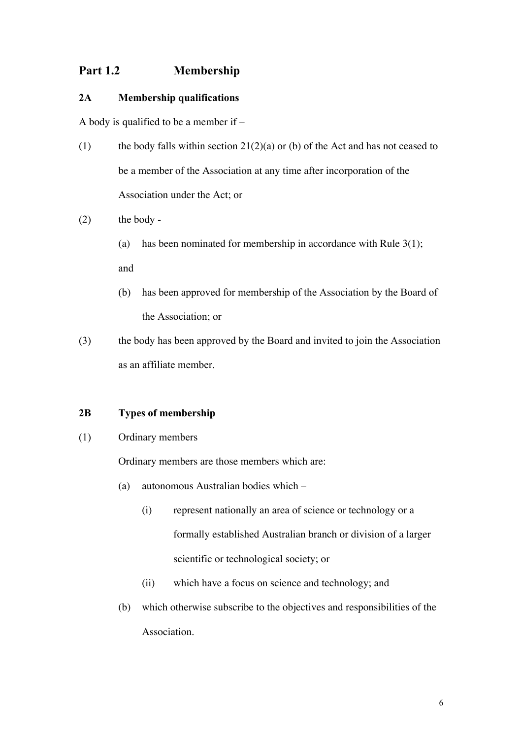## Part 1.2 Membership

### 2A Membership qualifications

A body is qualified to be a member if –

(1) the body falls within section 21(2)(a) or (b) of the Act and has not ceased to be a member of the Association at any time after incorporation of the Association under the Act; or

(2) the body -

(a) has been nominated for membership in accordance with Rule 3(1); and

(b) has been approved for membership of the Association by the Board of the Association; or

(3) the body has been approved by the Board and invited to join the Association as an affiliate member.

### 2B Types of membership

(1) Ordinary members

Ordinary members are those members which are:

(a) autonomous Australian bodies which –

(i) represent nationally an area of science or technology or a formally established Australian branch or division of a larger scientific or technological society; or

(ii) which have a focus on science and technology; and

(b) which otherwise subscribe to the objectives and responsibilities of the Association.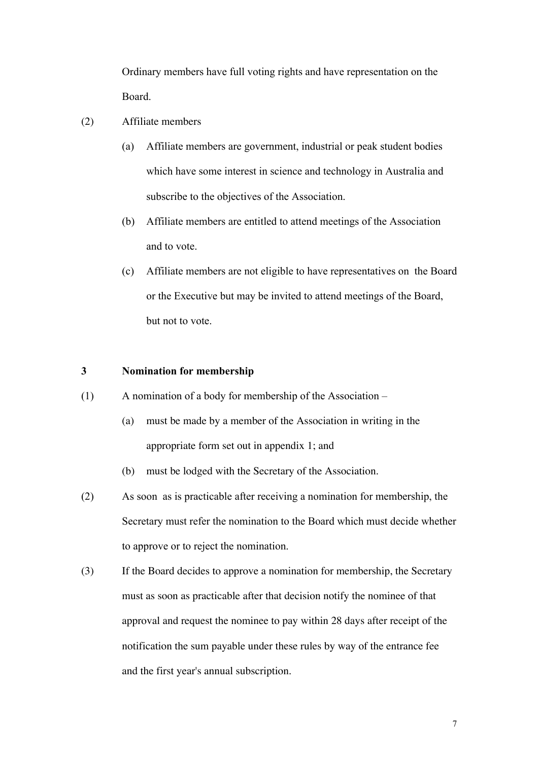Ordinary members have full voting rights and have representation on the Board.

(2) Affiliate members

(a) Affiliate members are government, industrial or peak student bodies which have some interest in science and technology in Australia and subscribe to the objectives of the Association.

(b) Affiliate members are entitled to attend meetings of the Association and to vote.

(c) Affiliate members are not eligible to have representatives on the Board or the Executive but may be invited to attend meetings of the Board, but not to vote.

### 3 Nomination for membership

(1) A nomination of a body for membership of the Association –

(a) must be made by a member of the Association in writing in the appropriate form set out in appendix 1; and

(b) must be lodged with the Secretary of the Association.

(2) As soon as is practicable after receiving a nomination for membership, the Secretary must refer the nomination to the Board which must decide whether to approve or to reject the nomination.

(3) If the Board decides to approve a nomination for membership, the Secretary must as soon as practicable after that decision notify the nominee of that approval and request the nominee to pay within 28 days after receipt of the notification the sum payable under these rules by way of the entrance fee and the first year's annual subscription.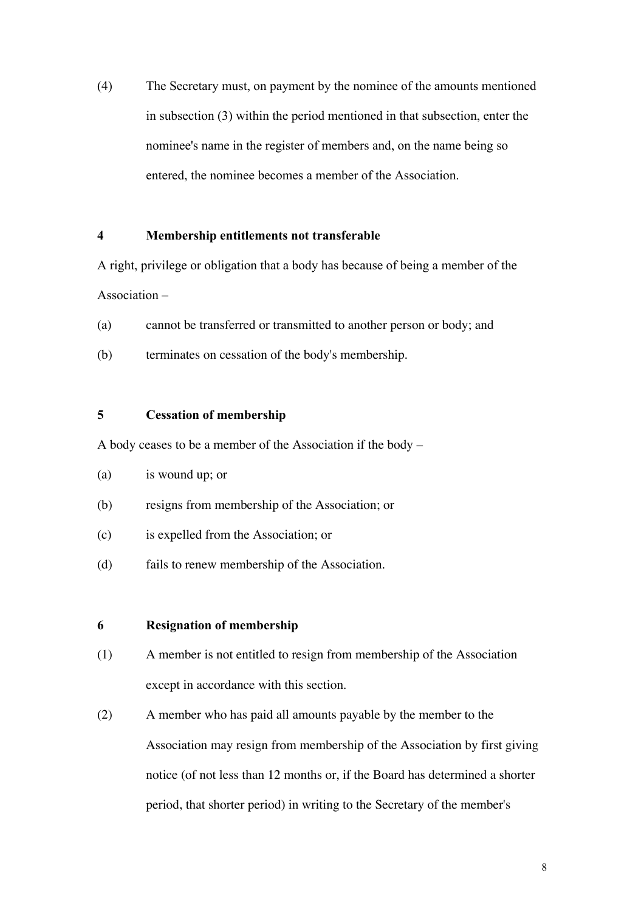(4) The Secretary must, on payment by the nominee of the amounts mentioned in subsection (3) within the period mentioned in that subsection, enter the nominee's name in the register of members and, on the name being so entered, the nominee becomes a member of the Association.

### 4 Membership entitlements not transferable

A right, privilege or obligation that a body has because of being a member of the Association –

(a) cannot be transferred or transmitted to another person or body; and

(b) terminates on cessation of the body's membership.

### 5 Cessation of membership

A body ceases to be a member of the Association if the body –

(a) is wound up; or

(b) resigns from membership of the Association; or

(c) is expelled from the Association; or

(d) fails to renew membership of the Association.

### 6 Resignation of membership

(1) A member is not entitled to resign from membership of the Association except in accordance with this section.

(2) A member who has paid all amounts payable by the member to the Association may resign from membership of the Association by first giving notice (of not less than 12 months or, if the Board has determined a shorter period, that shorter period) in writing to the Secretary of the member's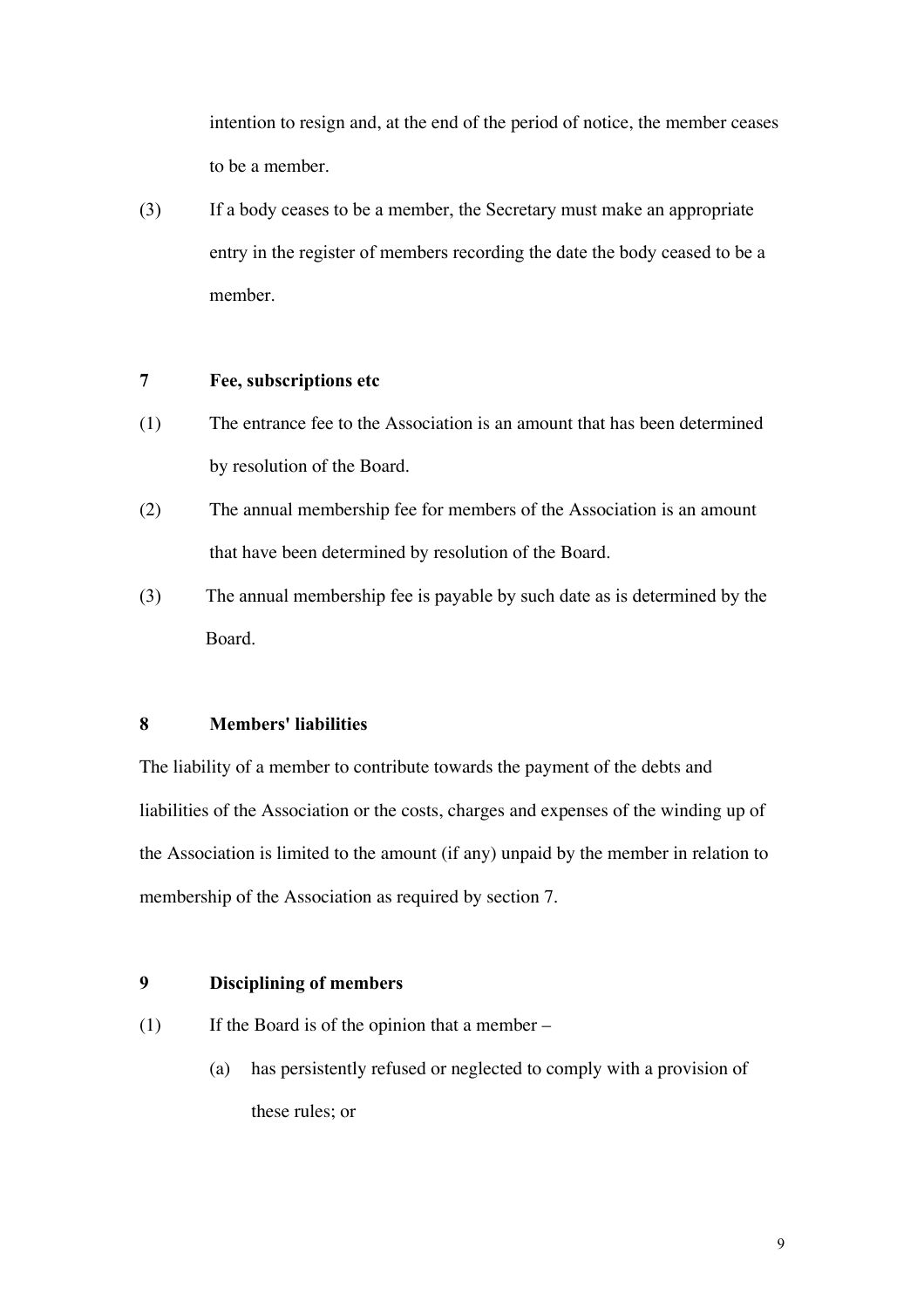intention to resign and, at the end of the period of notice, the member ceases to be a member.

(3) If a body ceases to be a member, the Secretary must make an appropriate entry in the register of members recording the date the body ceased to be a member.

**7 Fee, subscriptions etc**

(1) The entrance fee to the Association is an amount that has been determined by resolution of the Board.

(2) The annual membership fee for members of the Association is an amount that have been determined by resolution of the Board.

(3) The annual membership fee is payable by such date as is determined by the Board.

**8 Members' liabilities**

The liability of a member to contribute towards the payment of the debts and liabilities of the Association or the costs, charges and expenses of the winding up of the Association is limited to the amount (if any) unpaid by the member in relation to membership of the Association as required by section 7.

**9 Disciplining of members**

(1) If the Board is of the opinion that a member –

- (a) has persistently refused or neglected to comply with a provision of these rules; or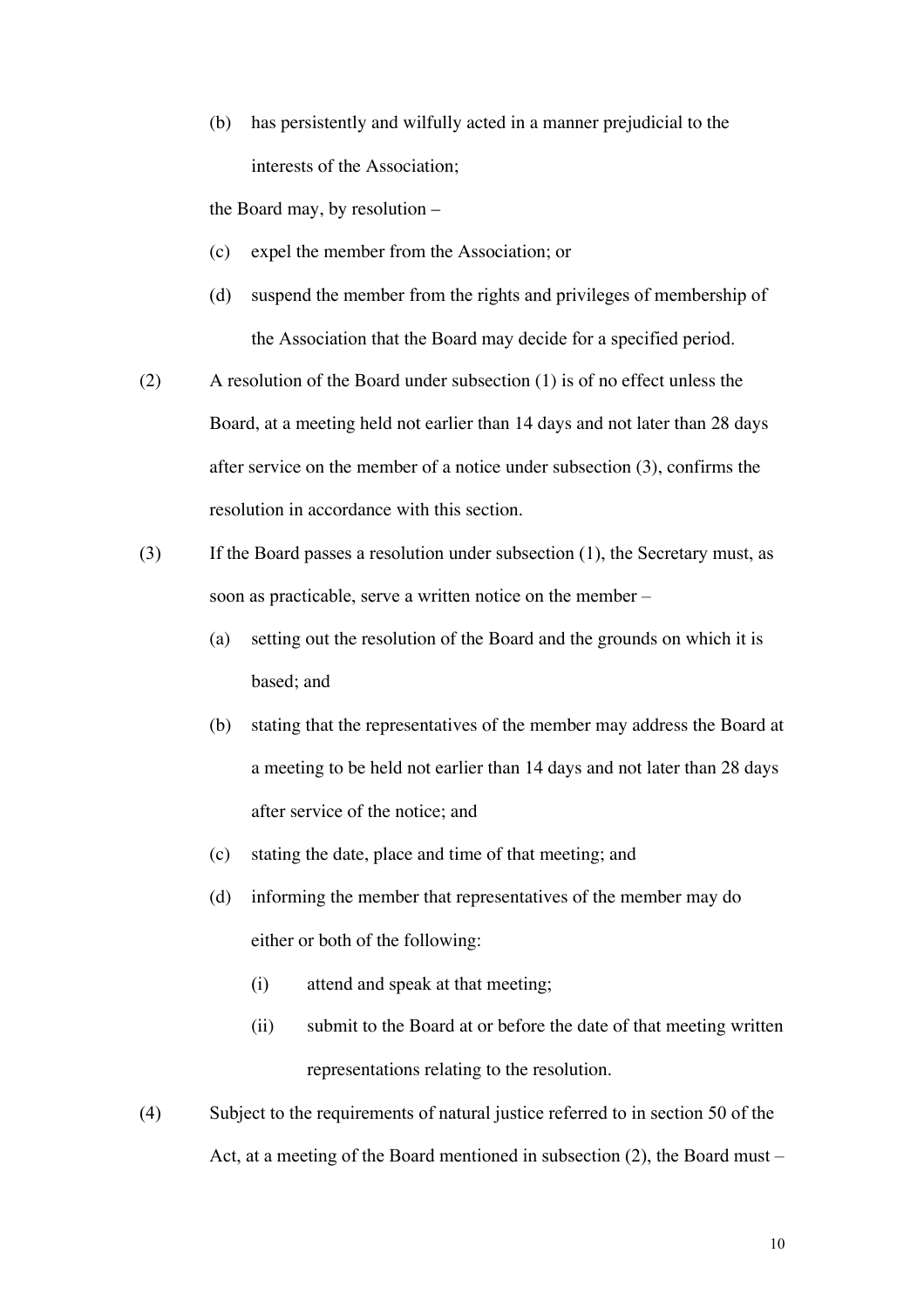(b) has persistently and wilfully acted in a manner prejudicial to the interests of the Association;

the Board may, by resolution –

(c) expel the member from the Association; or

(d) suspend the member from the rights and privileges of membership of the Association that the Board may decide for a specified period.

(2) A resolution of the Board under subsection (1) is of no effect unless the Board, at a meeting held not earlier than 14 days and not later than 28 days after service on the member of a notice under subsection (3), confirms the resolution in accordance with this section.

(3) If the Board passes a resolution under subsection (1), the Secretary must, as soon as practicable, serve a written notice on the member –

(a) setting out the resolution of the Board and the grounds on which it is based; and

(b) stating that the representatives of the member may address the Board at a meeting to be held not earlier than 14 days and not later than 28 days after service of the notice; and

(c) stating the date, place and time of that meeting; and

(d) informing the member that representatives of the member may do either or both of the following:

  (i) attend and speak at that meeting;

  (ii) submit to the Board at or before the date of that meeting written representations relating to the resolution.

(4) Subject to the requirements of natural justice referred to in section 50 of the Act, at a meeting of the Board mentioned in subsection (2), the Board must –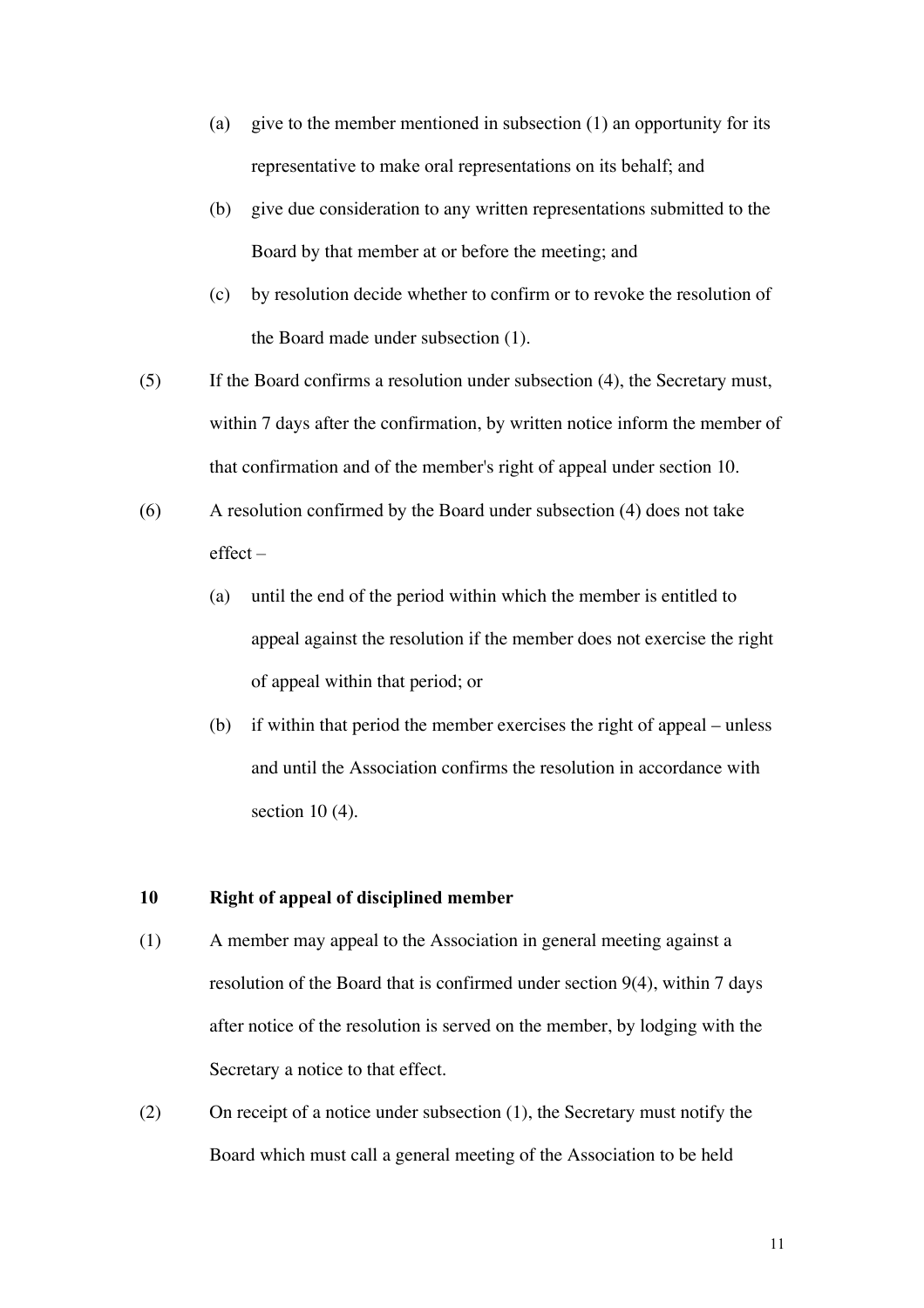(a) give to the member mentioned in subsection (1) an opportunity for its representative to make oral representations on its behalf; and

(b) give due consideration to any written representations submitted to the Board by that member at or before the meeting; and

(c) by resolution decide whether to confirm or to revoke the resolution of the Board made under subsection (1).

(5) If the Board confirms a resolution under subsection (4), the Secretary must, within 7 days after the confirmation, by written notice inform the member of that confirmation and of the member's right of appeal under section 10.

(6) A resolution confirmed by the Board under subsection (4) does not take effect –

(a) until the end of the period within which the member is entitled to appeal against the resolution if the member does not exercise the right of appeal within that period; or

(b) if within that period the member exercises the right of appeal – unless and until the Association confirms the resolution in accordance with section 10 (4).

**10 Right of appeal of disciplined member**

(1) A member may appeal to the Association in general meeting against a resolution of the Board that is confirmed under section 9(4), within 7 days after notice of the resolution is served on the member, by lodging with the Secretary a notice to that effect.

(2) On receipt of a notice under subsection (1), the Secretary must notify the Board which must call a general meeting of the Association to be held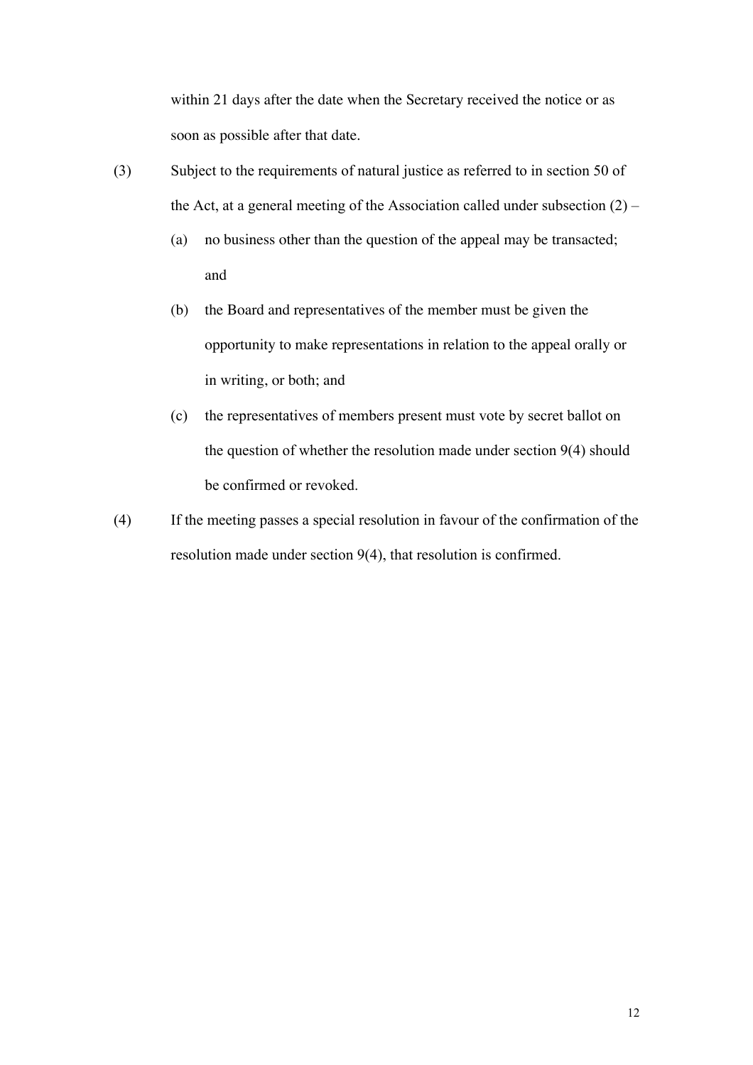within 21 days after the date when the Secretary received the notice or as soon as possible after that date.

(3) Subject to the requirements of natural justice as referred to in section 50 of the Act, at a general meeting of the Association called under subsection (2) –

  (a) no business other than the question of the appeal may be transacted; and

  (b) the Board and representatives of the member must be given the opportunity to make representations in relation to the appeal orally or in writing, or both; and

  (c) the representatives of members present must vote by secret ballot on the question of whether the resolution made under section 9(4) should be confirmed or revoked.

(4) If the meeting passes a special resolution in favour of the confirmation of the resolution made under section 9(4), that resolution is confirmed.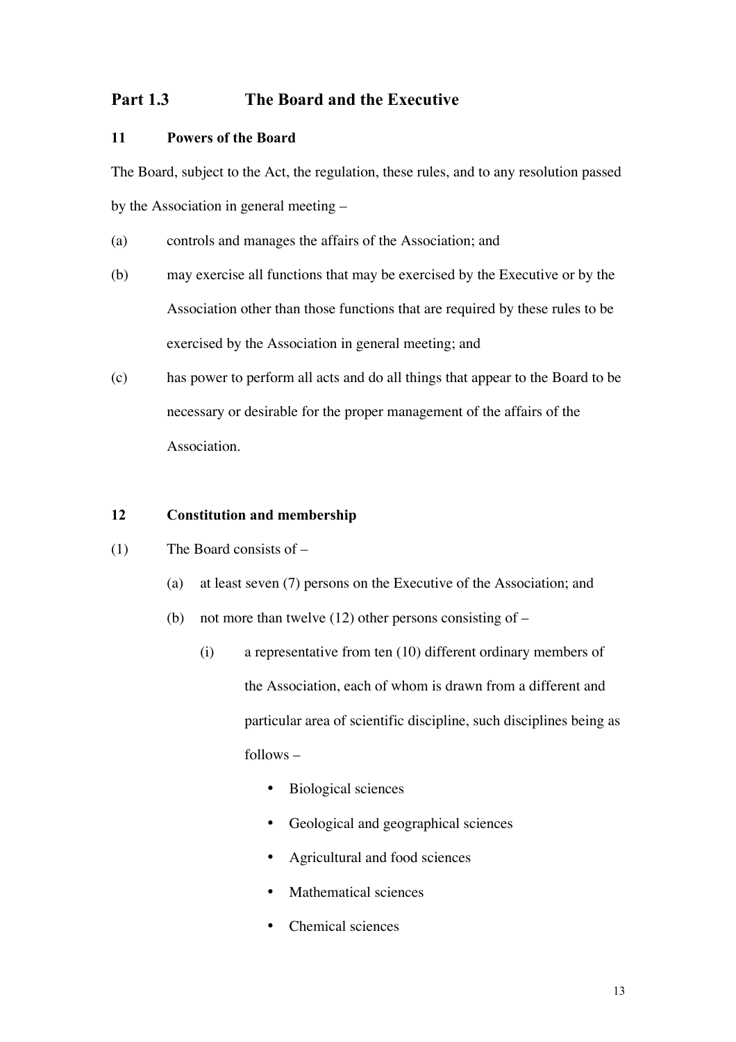## Part 1.3 The Board and the Executive

### 11 Powers of the Board

The Board, subject to the Act, the regulation, these rules, and to any resolution passed by the Association in general meeting –

(a) controls and manages the affairs of the Association; and

(b) may exercise all functions that may be exercised by the Executive or by the Association other than those functions that are required by these rules to be exercised by the Association in general meeting; and

(c) has power to perform all acts and do all things that appear to the Board to be necessary or desirable for the proper management of the affairs of the Association.

### 12 Constitution and membership

(1) The Board consists of –

- (a) at least seven (7) persons on the Executive of the Association; and
- (b) not more than twelve (12) other persons consisting of –
  - (i) a representative from ten (10) different ordinary members of the Association, each of whom is drawn from a different and particular area of scientific discipline, such disciplines being as follows –
    - Biological sciences
    - Geological and geographical sciences
    - Agricultural and food sciences
    - Mathematical sciences
    - Chemical sciences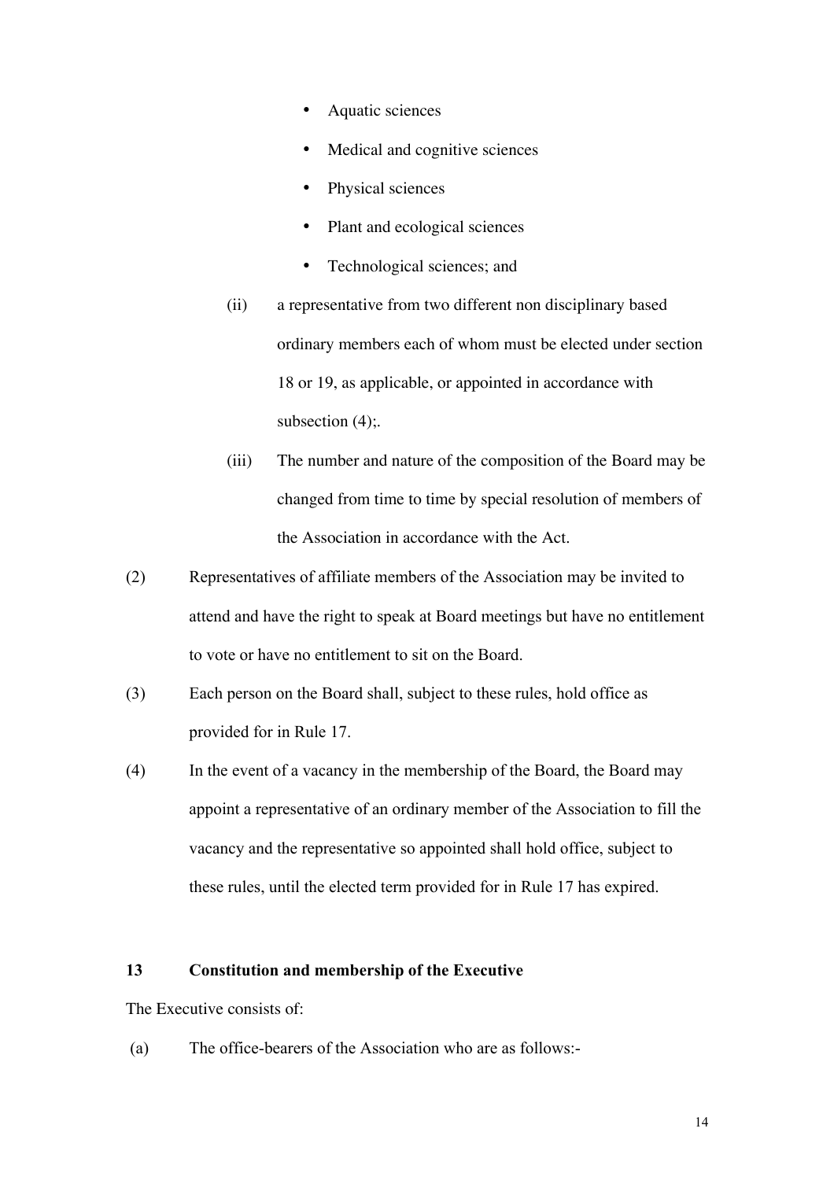- Aquatic sciences
- Medical and cognitive sciences
- Physical sciences
- Plant and ecological sciences
- Technological sciences; and

(ii) a representative from two different non disciplinary based ordinary members each of whom must be elected under section 18 or 19, as applicable, or appointed in accordance with subsection (4);.

(iii) The number and nature of the composition of the Board may be changed from time to time by special resolution of members of the Association in accordance with the Act.

(2) Representatives of affiliate members of the Association may be invited to attend and have the right to speak at Board meetings but have no entitlement to vote or have no entitlement to sit on the Board.

(3) Each person on the Board shall, subject to these rules, hold office as provided for in Rule 17.

(4) In the event of a vacancy in the membership of the Board, the Board may appoint a representative of an ordinary member of the Association to fill the vacancy and the representative so appointed shall hold office, subject to these rules, until the elected term provided for in Rule 17 has expired.

**13 Constitution and membership of the Executive**

The Executive consists of:

(a) The office-bearers of the Association who are as follows:-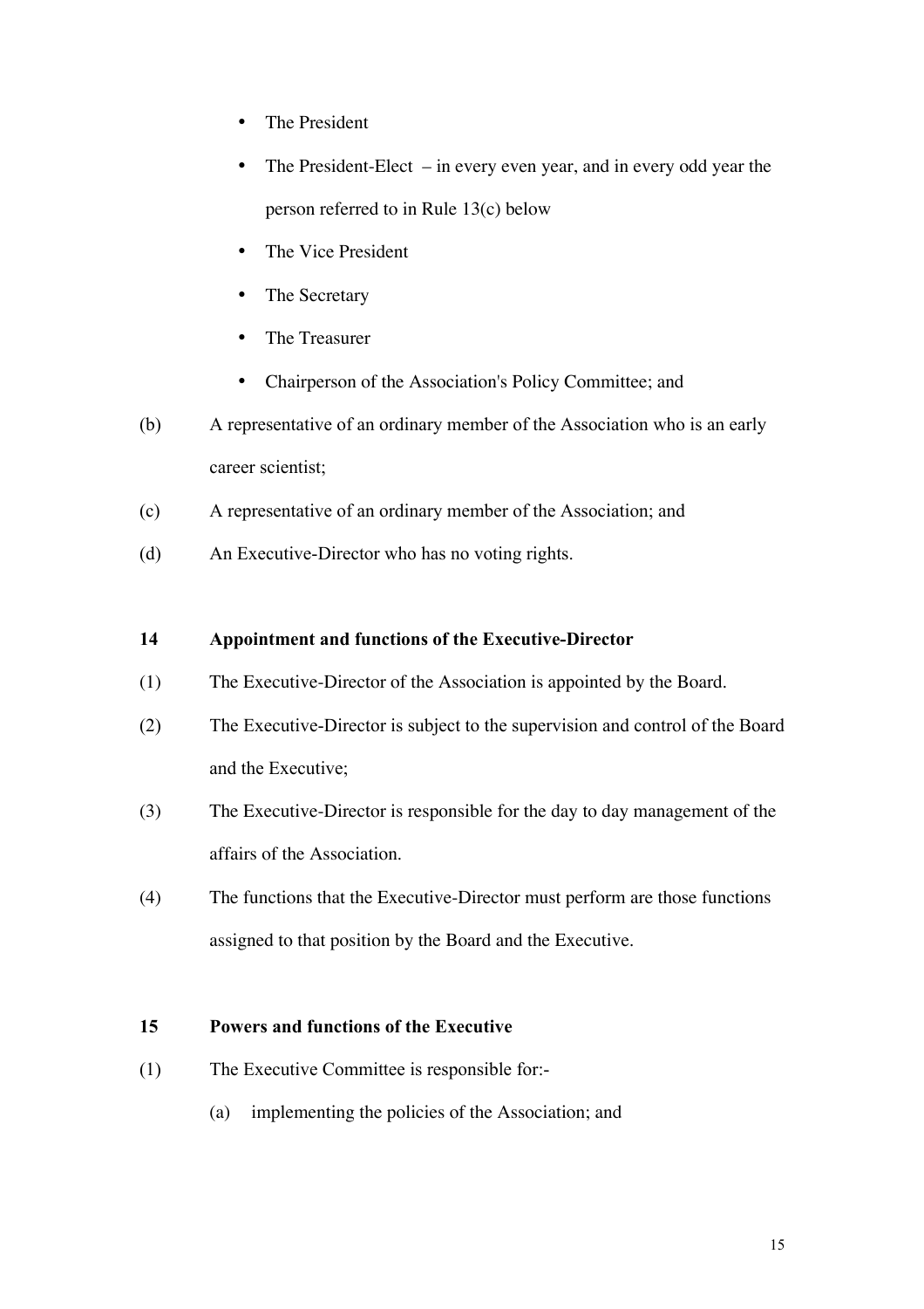- The President
- The President-Elect – in every even year, and in every odd year the person referred to in Rule 13(c) below
- The Vice President
- The Secretary
- The Treasurer
- Chairperson of the Association's Policy Committee; and

(b) A representative of an ordinary member of the Association who is an early career scientist;

(c) A representative of an ordinary member of the Association; and

(d) An Executive-Director who has no voting rights.

**14 Appointment and functions of the Executive-Director**

(1) The Executive-Director of the Association is appointed by the Board.

(2) The Executive-Director is subject to the supervision and control of the Board and the Executive;

(3) The Executive-Director is responsible for the day to day management of the affairs of the Association.

(4) The functions that the Executive-Director must perform are those functions assigned to that position by the Board and the Executive.

**15 Powers and functions of the Executive**

(1) The Executive Committee is responsible for:-

(a) implementing the policies of the Association; and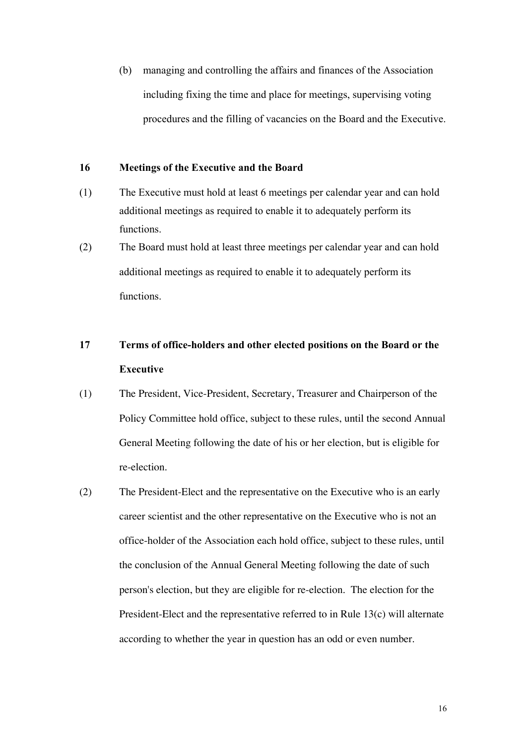(b) managing and controlling the affairs and finances of the Association including fixing the time and place for meetings, supervising voting procedures and the filling of vacancies on the Board and the Executive.

## 16 Meetings of the Executive and the Board

(1) The Executive must hold at least 6 meetings per calendar year and can hold additional meetings as required to enable it to adequately perform its functions.

(2) The Board must hold at least three meetings per calendar year and can hold additional meetings as required to enable it to adequately perform its functions.

## 17 Terms of office-holders and other elected positions on the Board or the Executive

(1) The President, Vice-President, Secretary, Treasurer and Chairperson of the Policy Committee hold office, subject to these rules, until the second Annual General Meeting following the date of his or her election, but is eligible for re-election.

(2) The President-Elect and the representative on the Executive who is an early career scientist and the other representative on the Executive who is not an office-holder of the Association each hold office, subject to these rules, until the conclusion of the Annual General Meeting following the date of such person's election, but they are eligible for re-election. The election for the President-Elect and the representative referred to in Rule 13(c) will alternate according to whether the year in question has an odd or even number.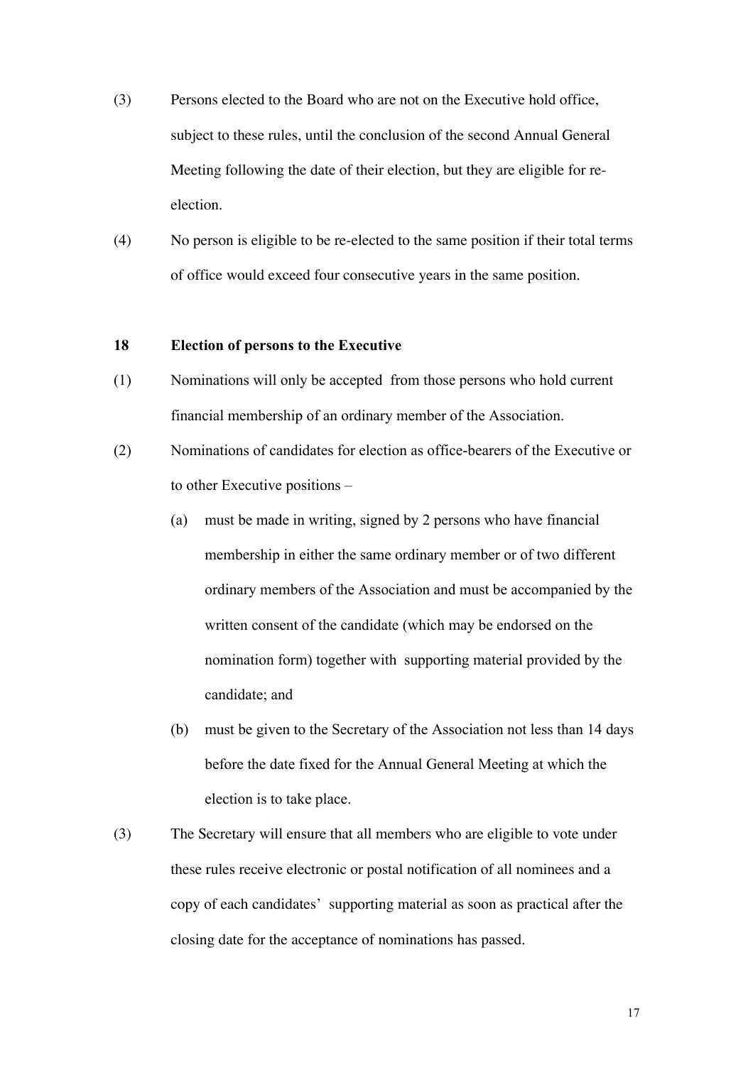(3) Persons elected to the Board who are not on the Executive hold office, subject to these rules, until the conclusion of the second Annual General Meeting following the date of their election, but they are eligible for re-election.

(4) No person is eligible to be re-elected to the same position if their total terms of office would exceed four consecutive years in the same position.

**18 Election of persons to the Executive**

(1) Nominations will only be accepted from those persons who hold current financial membership of an ordinary member of the Association.

(2) Nominations of candidates for election as office-bearers of the Executive or to other Executive positions –

(a) must be made in writing, signed by 2 persons who have financial membership in either the same ordinary member or of two different ordinary members of the Association and must be accompanied by the written consent of the candidate (which may be endorsed on the nomination form) together with supporting material provided by the candidate; and

(b) must be given to the Secretary of the Association not less than 14 days before the date fixed for the Annual General Meeting at which the election is to take place.

(3) The Secretary will ensure that all members who are eligible to vote under these rules receive electronic or postal notification of all nominees and a copy of each candidates' supporting material as soon as practical after the closing date for the acceptance of nominations has passed.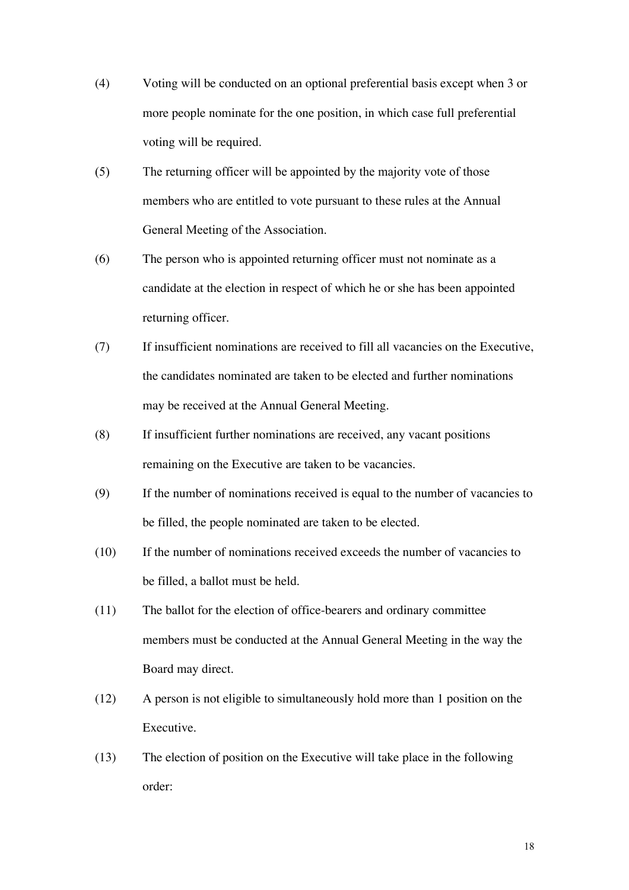(4) Voting will be conducted on an optional preferential basis except when 3 or more people nominate for the one position, in which case full preferential voting will be required.

(5) The returning officer will be appointed by the majority vote of those members who are entitled to vote pursuant to these rules at the Annual General Meeting of the Association.

(6) The person who is appointed returning officer must not nominate as a candidate at the election in respect of which he or she has been appointed returning officer.

(7) If insufficient nominations are received to fill all vacancies on the Executive, the candidates nominated are taken to be elected and further nominations may be received at the Annual General Meeting.

(8) If insufficient further nominations are received, any vacant positions remaining on the Executive are taken to be vacancies.

(9) If the number of nominations received is equal to the number of vacancies to be filled, the people nominated are taken to be elected.

(10) If the number of nominations received exceeds the number of vacancies to be filled, a ballot must be held.

(11) The ballot for the election of office-bearers and ordinary committee members must be conducted at the Annual General Meeting in the way the Board may direct.

(12) A person is not eligible to simultaneously hold more than 1 position on the Executive.

(13) The election of position on the Executive will take place in the following order: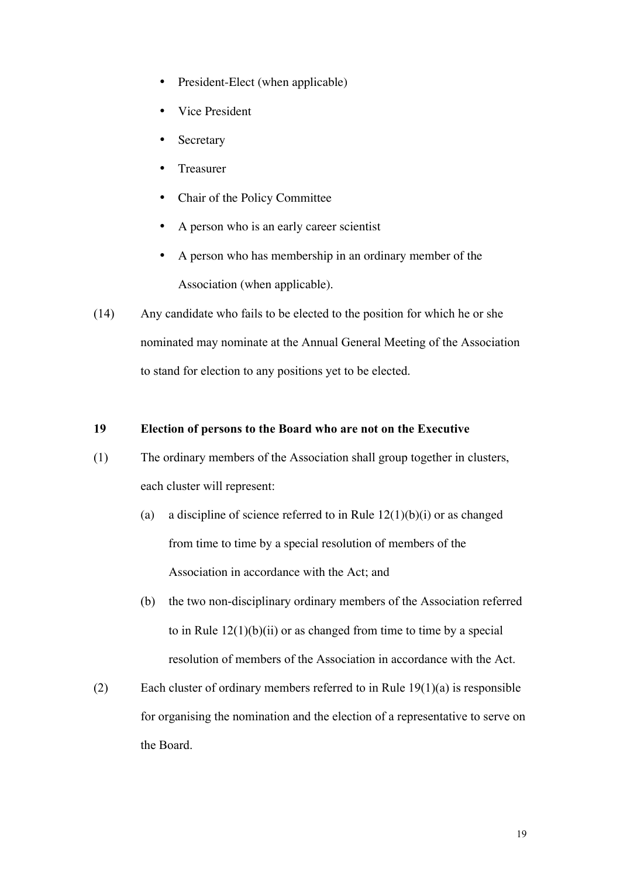- President-Elect (when applicable)
- Vice President
- Secretary
- Treasurer
- Chair of the Policy Committee
- A person who is an early career scientist
- A person who has membership in an ordinary member of the Association (when applicable).

(14) Any candidate who fails to be elected to the position for which he or she nominated may nominate at the Annual General Meeting of the Association to stand for election to any positions yet to be elected.

**19 Election of persons to the Board who are not on the Executive**

(1) The ordinary members of the Association shall group together in clusters, each cluster will represent:

(a) a discipline of science referred to in Rule 12(1)(b)(i) or as changed from time to time by a special resolution of members of the Association in accordance with the Act; and

(b) the two non-disciplinary ordinary members of the Association referred to in Rule 12(1)(b)(ii) or as changed from time to time by a special resolution of members of the Association in accordance with the Act.

(2) Each cluster of ordinary members referred to in Rule 19(1)(a) is responsible for organising the nomination and the election of a representative to serve on the Board.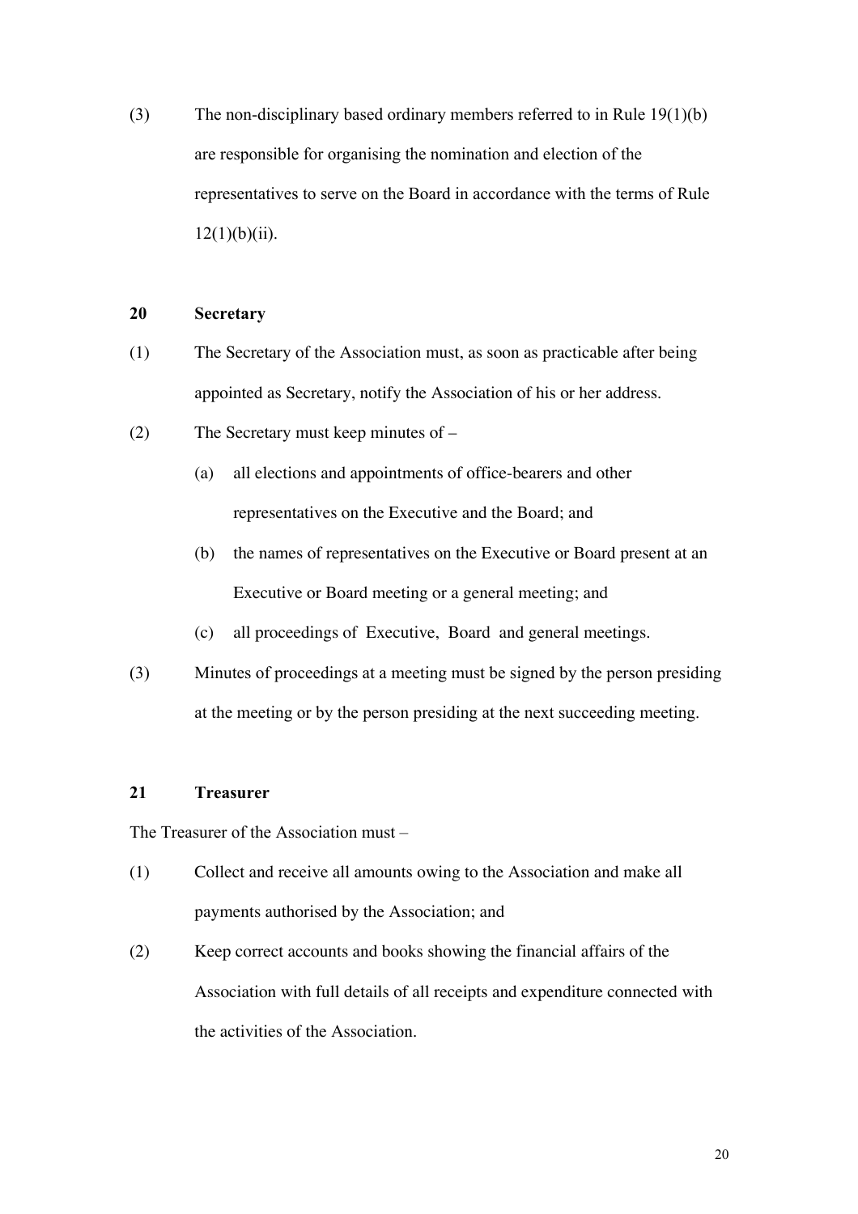(3) The non-disciplinary based ordinary members referred to in Rule 19(1)(b) are responsible for organising the nomination and election of the representatives to serve on the Board in accordance with the terms of Rule 12(1)(b)(ii).

**20 Secretary**

(1) The Secretary of the Association must, as soon as practicable after being appointed as Secretary, notify the Association of his or her address.

(2) The Secretary must keep minutes of –

(a) all elections and appointments of office-bearers and other representatives on the Executive and the Board; and

(b) the names of representatives on the Executive or Board present at an Executive or Board meeting or a general meeting; and

(c) all proceedings of Executive, Board and general meetings.

(3) Minutes of proceedings at a meeting must be signed by the person presiding at the meeting or by the person presiding at the next succeeding meeting.

**21 Treasurer**

The Treasurer of the Association must –

(1) Collect and receive all amounts owing to the Association and make all payments authorised by the Association; and

(2) Keep correct accounts and books showing the financial affairs of the Association with full details of all receipts and expenditure connected with the activities of the Association.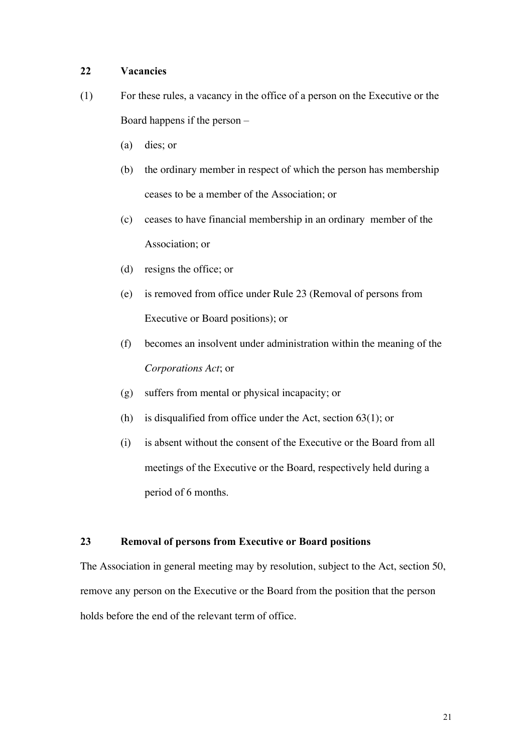## 22 Vacancies

(1) For these rules, a vacancy in the office of a person on the Executive or the Board happens if the person –

- (a) dies; or
- (b) the ordinary member in respect of which the person has membership ceases to be a member of the Association; or
- (c) ceases to have financial membership in an ordinary member of the Association; or
- (d) resigns the office; or
- (e) is removed from office under Rule 23 (Removal of persons from Executive or Board positions); or
- (f) becomes an insolvent under administration within the meaning of the *Corporations Act*; or
- (g) suffers from mental or physical incapacity; or
- (h) is disqualified from office under the Act, section 63(1); or
- (i) is absent without the consent of the Executive or the Board from all meetings of the Executive or the Board, respectively held during a period of 6 months.

## 23 Removal of persons from Executive or Board positions

The Association in general meeting may by resolution, subject to the Act, section 50, remove any person on the Executive or the Board from the position that the person holds before the end of the relevant term of office.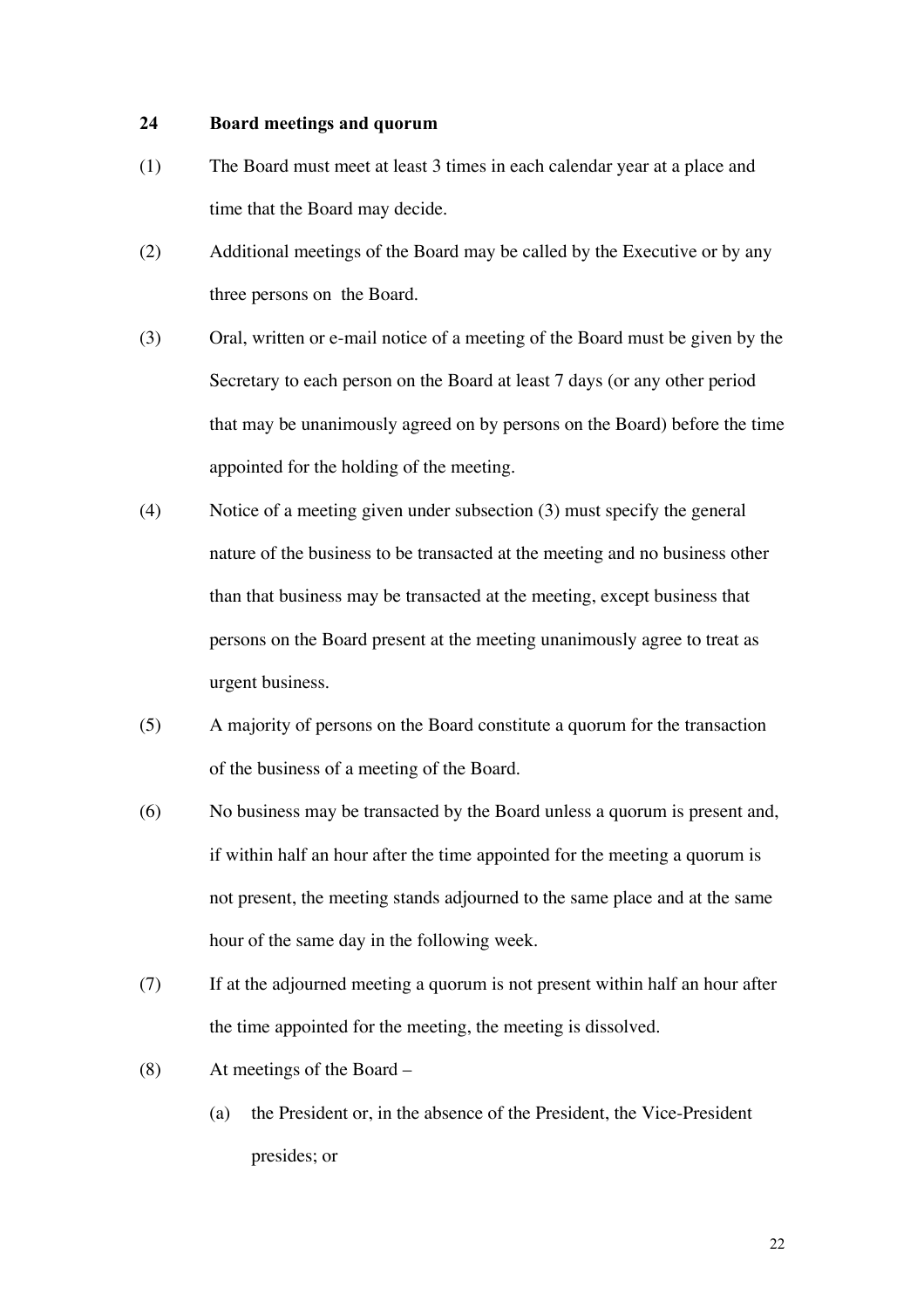### 24 Board meetings and quorum

(1) The Board must meet at least 3 times in each calendar year at a place and time that the Board may decide.

(2) Additional meetings of the Board may be called by the Executive or by any three persons on the Board.

(3) Oral, written or e-mail notice of a meeting of the Board must be given by the Secretary to each person on the Board at least 7 days (or any other period that may be unanimously agreed on by persons on the Board) before the time appointed for the holding of the meeting.

(4) Notice of a meeting given under subsection (3) must specify the general nature of the business to be transacted at the meeting and no business other than that business may be transacted at the meeting, except business that persons on the Board present at the meeting unanimously agree to treat as urgent business.

(5) A majority of persons on the Board constitute a quorum for the transaction of the business of a meeting of the Board.

(6) No business may be transacted by the Board unless a quorum is present and, if within half an hour after the time appointed for the meeting a quorum is not present, the meeting stands adjourned to the same place and at the same hour of the same day in the following week.

(7) If at the adjourned meeting a quorum is not present within half an hour after the time appointed for the meeting, the meeting is dissolved.

(8) At meetings of the Board –

(a) the President or, in the absence of the President, the Vice-President presides; or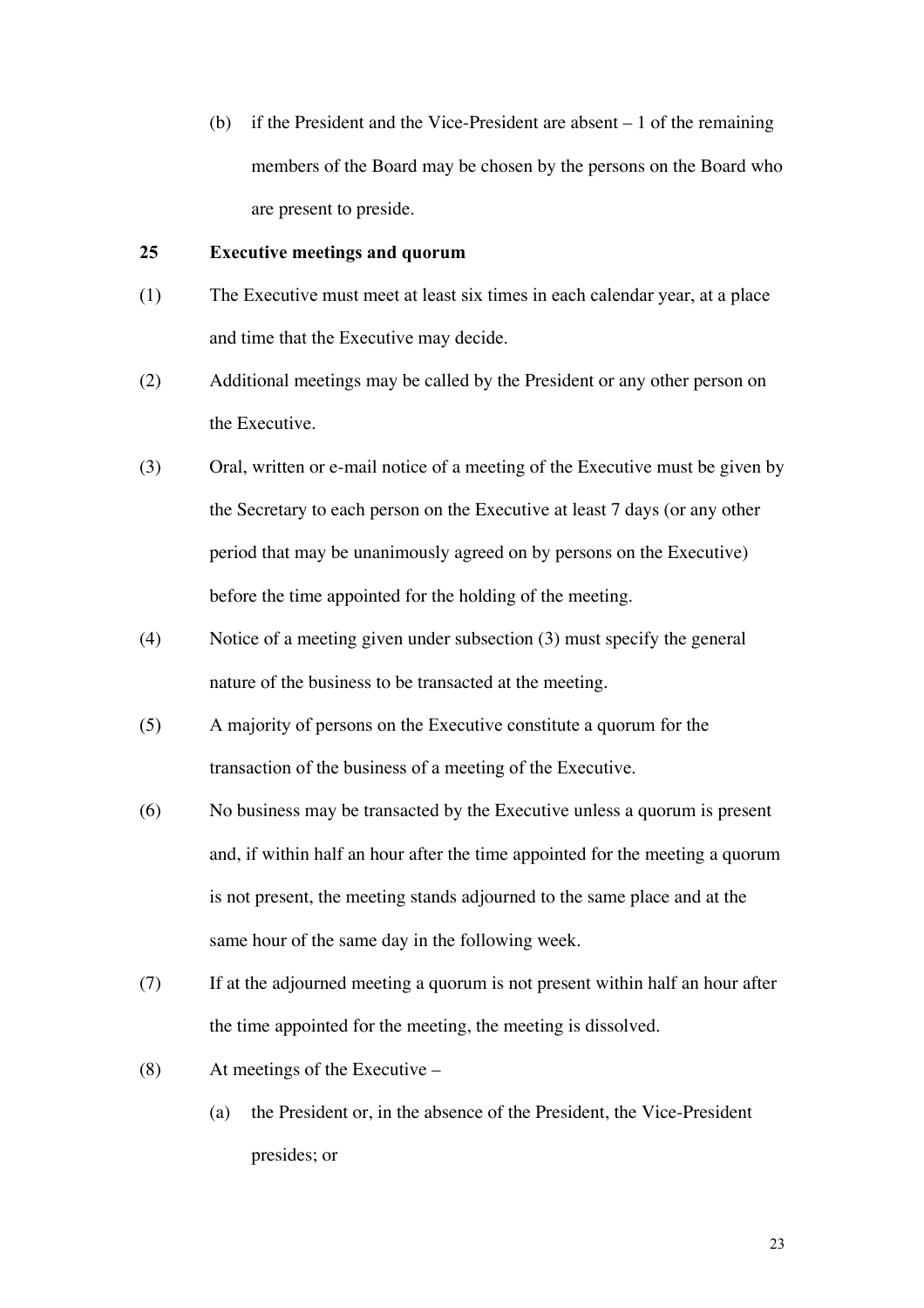(b) if the President and the Vice-President are absent – 1 of the remaining members of the Board may be chosen by the persons on the Board who are present to preside.

**25 Executive meetings and quorum**

(1) The Executive must meet at least six times in each calendar year, at a place and time that the Executive may decide.

(2) Additional meetings may be called by the President or any other person on the Executive.

(3) Oral, written or e-mail notice of a meeting of the Executive must be given by the Secretary to each person on the Executive at least 7 days (or any other period that may be unanimously agreed on by persons on the Executive) before the time appointed for the holding of the meeting.

(4) Notice of a meeting given under subsection (3) must specify the general nature of the business to be transacted at the meeting.

(5) A majority of persons on the Executive constitute a quorum for the transaction of the business of a meeting of the Executive.

(6) No business may be transacted by the Executive unless a quorum is present and, if within half an hour after the time appointed for the meeting a quorum is not present, the meeting stands adjourned to the same place and at the same hour of the same day in the following week.

(7) If at the adjourned meeting a quorum is not present within half an hour after the time appointed for the meeting, the meeting is dissolved.

(8) At meetings of the Executive –

(a) the President or, in the absence of the President, the Vice-President presides; or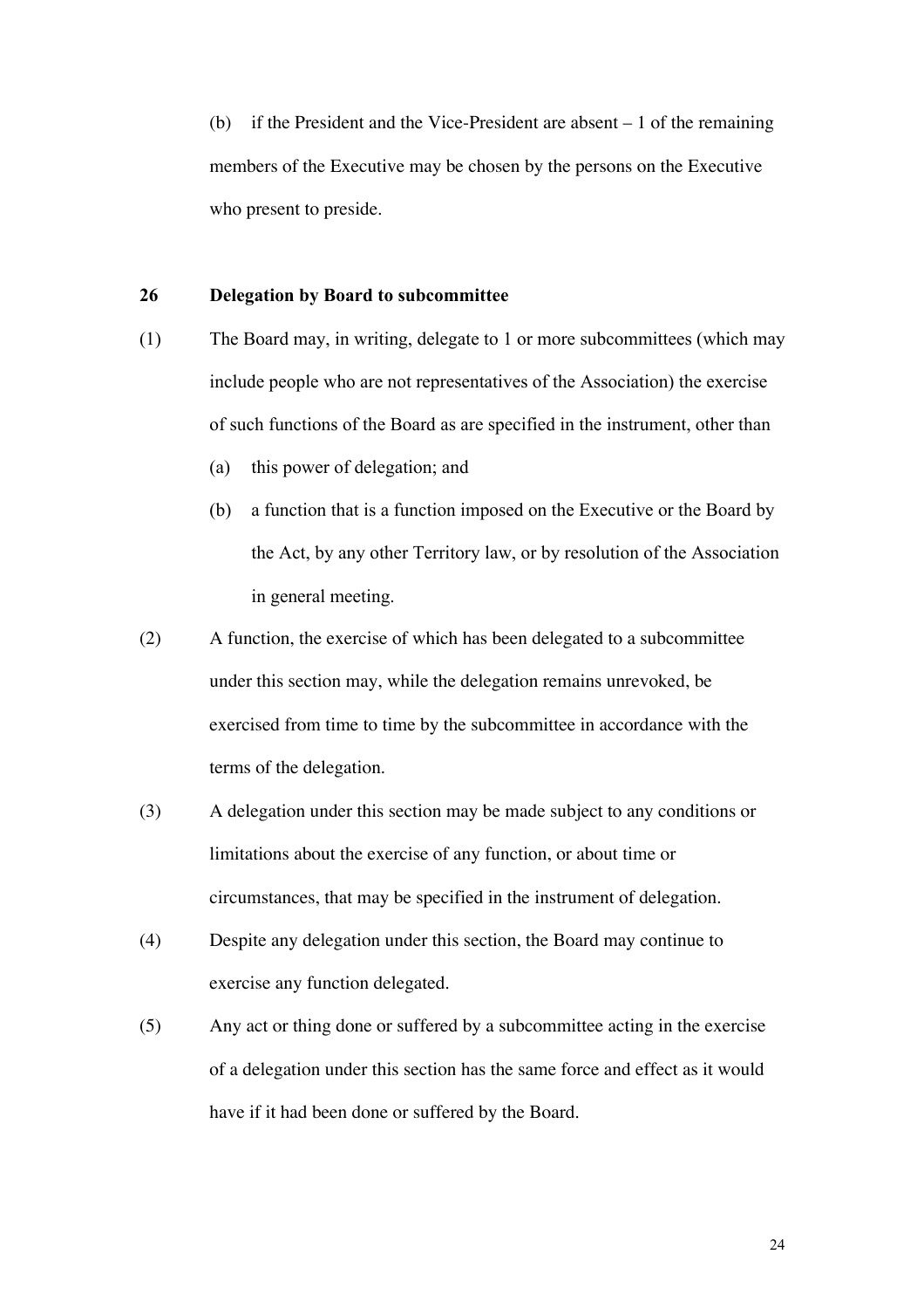(b) if the President and the Vice-President are absent – 1 of the remaining members of the Executive may be chosen by the persons on the Executive who present to preside.

### 26 Delegation by Board to subcommittee

(1) The Board may, in writing, delegate to 1 or more subcommittees (which may include people who are not representatives of the Association) the exercise of such functions of the Board as are specified in the instrument, other than

- (a) this power of delegation; and
- (b) a function that is a function imposed on the Executive or the Board by the Act, by any other Territory law, or by resolution of the Association in general meeting.

(2) A function, the exercise of which has been delegated to a subcommittee under this section may, while the delegation remains unrevoked, be exercised from time to time by the subcommittee in accordance with the terms of the delegation.

(3) A delegation under this section may be made subject to any conditions or limitations about the exercise of any function, or about time or circumstances, that may be specified in the instrument of delegation.

(4) Despite any delegation under this section, the Board may continue to exercise any function delegated.

(5) Any act or thing done or suffered by a subcommittee acting in the exercise of a delegation under this section has the same force and effect as it would have if it had been done or suffered by the Board.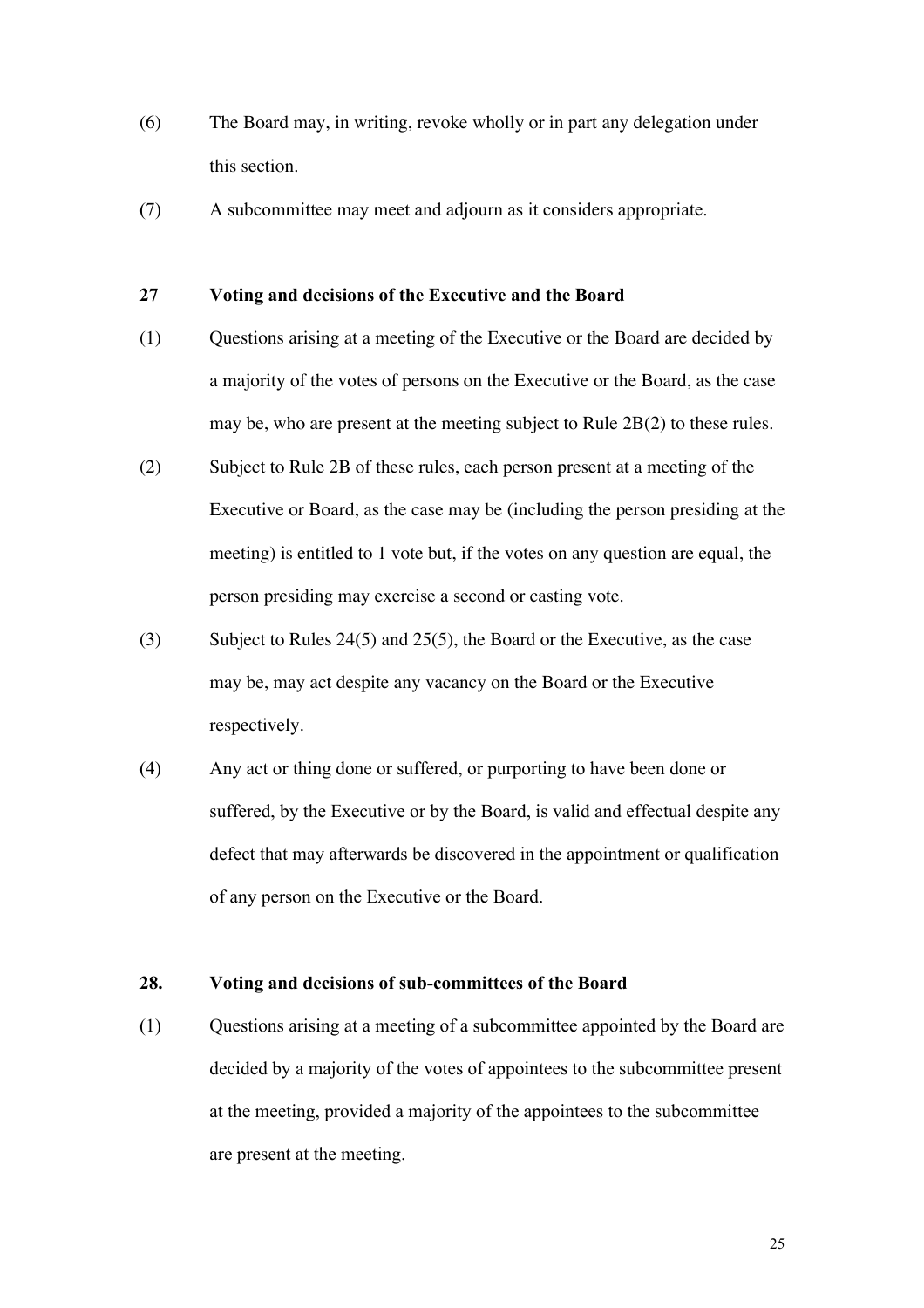(6) The Board may, in writing, revoke wholly or in part any delegation under this section.

(7) A subcommittee may meet and adjourn as it considers appropriate.

### 27 Voting and decisions of the Executive and the Board

(1) Questions arising at a meeting of the Executive or the Board are decided by a majority of the votes of persons on the Executive or the Board, as the case may be, who are present at the meeting subject to Rule 2B(2) to these rules.

(2) Subject to Rule 2B of these rules, each person present at a meeting of the Executive or Board, as the case may be (including the person presiding at the meeting) is entitled to 1 vote but, if the votes on any question are equal, the person presiding may exercise a second or casting vote.

(3) Subject to Rules 24(5) and 25(5), the Board or the Executive, as the case may be, may act despite any vacancy on the Board or the Executive respectively.

(4) Any act or thing done or suffered, or purporting to have been done or suffered, by the Executive or by the Board, is valid and effectual despite any defect that may afterwards be discovered in the appointment or qualification of any person on the Executive or the Board.

### 28. Voting and decisions of sub-committees of the Board

(1) Questions arising at a meeting of a subcommittee appointed by the Board are decided by a majority of the votes of appointees to the subcommittee present at the meeting, provided a majority of the appointees to the subcommittee are present at the meeting.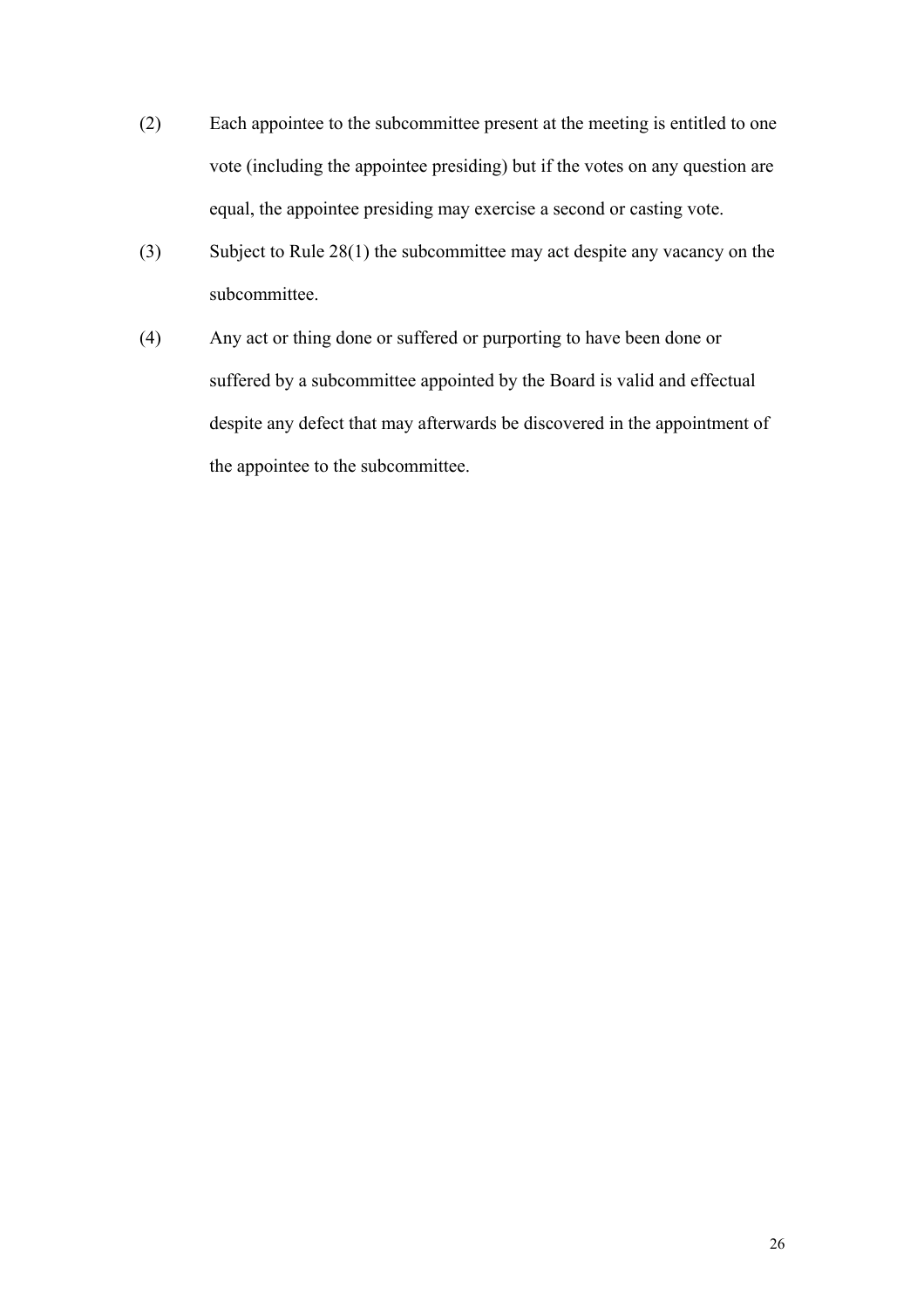(2) Each appointee to the subcommittee present at the meeting is entitled to one vote (including the appointee presiding) but if the votes on any question are equal, the appointee presiding may exercise a second or casting vote.

(3) Subject to Rule 28(1) the subcommittee may act despite any vacancy on the subcommittee.

(4) Any act or thing done or suffered or purporting to have been done or suffered by a subcommittee appointed by the Board is valid and effectual despite any defect that may afterwards be discovered in the appointment of the appointee to the subcommittee.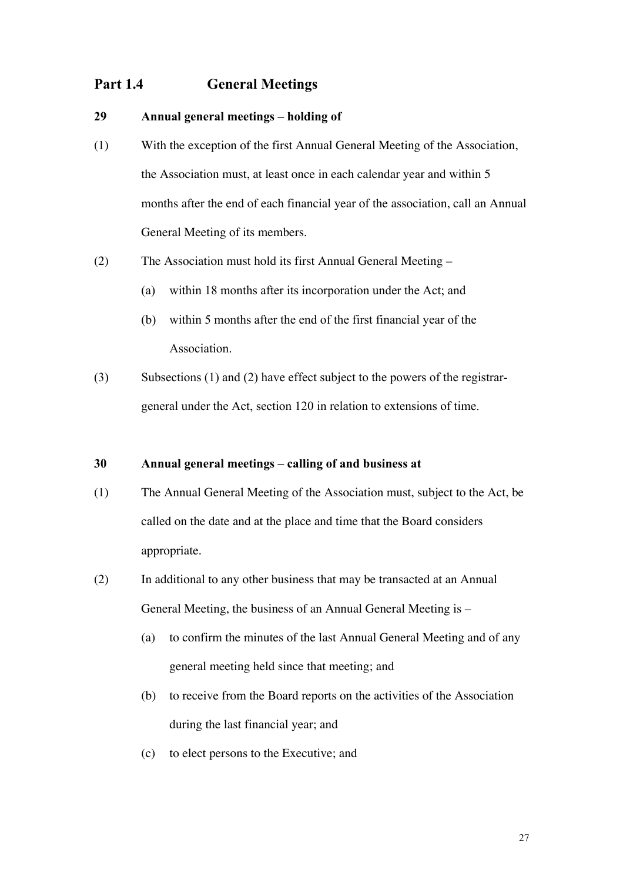## Part 1.4 General Meetings

**29 Annual general meetings – holding of**

(1) With the exception of the first Annual General Meeting of the Association, the Association must, at least once in each calendar year and within 5 months after the end of each financial year of the association, call an Annual General Meeting of its members.

(2) The Association must hold its first Annual General Meeting –

   (a) within 18 months after its incorporation under the Act; and

   (b) within 5 months after the end of the first financial year of the Association.

(3) Subsections (1) and (2) have effect subject to the powers of the registrar-general under the Act, section 120 in relation to extensions of time.

**30 Annual general meetings – calling of and business at**

(1) The Annual General Meeting of the Association must, subject to the Act, be called on the date and at the place and time that the Board considers appropriate.

(2) In additional to any other business that may be transacted at an Annual General Meeting, the business of an Annual General Meeting is –

   (a) to confirm the minutes of the last Annual General Meeting and of any general meeting held since that meeting; and

   (b) to receive from the Board reports on the activities of the Association during the last financial year; and

   (c) to elect persons to the Executive; and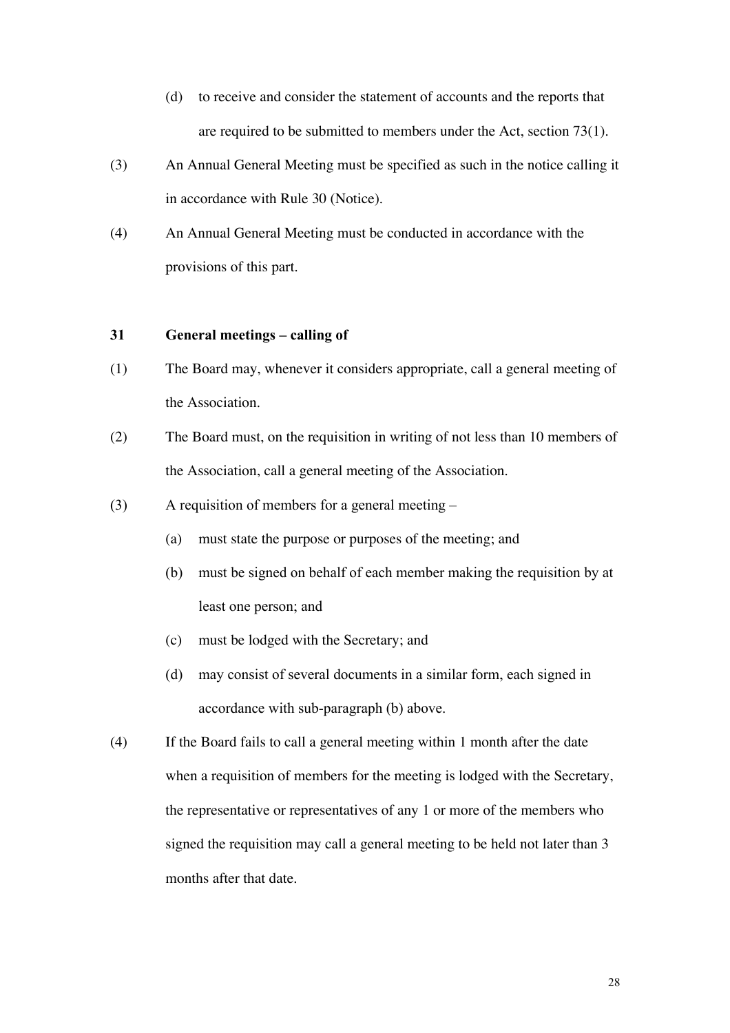(d) to receive and consider the statement of accounts and the reports that are required to be submitted to members under the Act, section 73(1).

(3) An Annual General Meeting must be specified as such in the notice calling it in accordance with Rule 30 (Notice).

(4) An Annual General Meeting must be conducted in accordance with the provisions of this part.

**31 General meetings – calling of**

(1) The Board may, whenever it considers appropriate, call a general meeting of the Association.

(2) The Board must, on the requisition in writing of not less than 10 members of the Association, call a general meeting of the Association.

(3) A requisition of members for a general meeting –

(a) must state the purpose or purposes of the meeting; and

(b) must be signed on behalf of each member making the requisition by at least one person; and

(c) must be lodged with the Secretary; and

(d) may consist of several documents in a similar form, each signed in accordance with sub-paragraph (b) above.

(4) If the Board fails to call a general meeting within 1 month after the date when a requisition of members for the meeting is lodged with the Secretary, the representative or representatives of any 1 or more of the members who signed the requisition may call a general meeting to be held not later than 3 months after that date.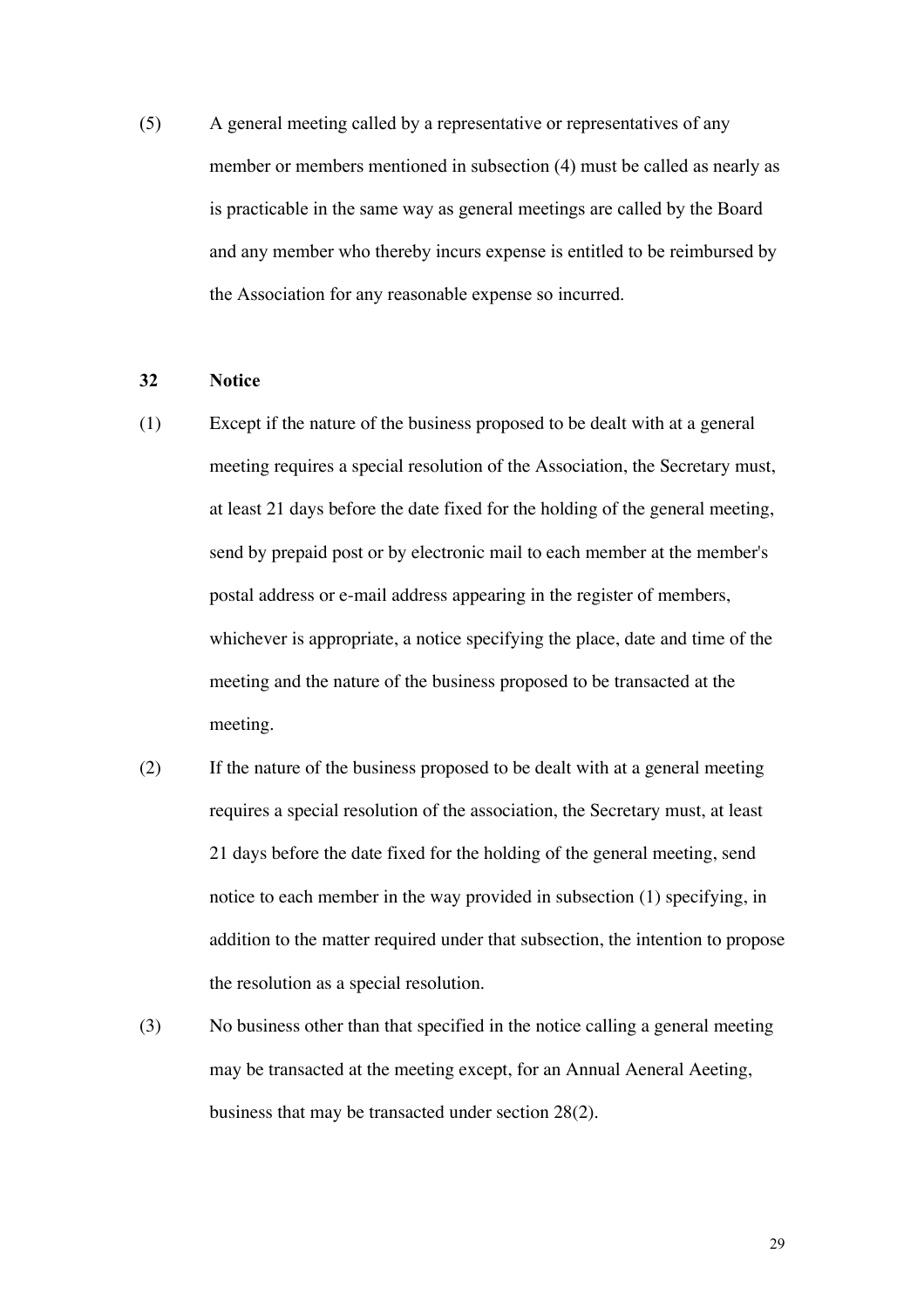(5) A general meeting called by a representative or representatives of any member or members mentioned in subsection (4) must be called as nearly as is practicable in the same way as general meetings are called by the Board and any member who thereby incurs expense is entitled to be reimbursed by the Association for any reasonable expense so incurred.

**32 Notice**

(1) Except if the nature of the business proposed to be dealt with at a general meeting requires a special resolution of the Association, the Secretary must, at least 21 days before the date fixed for the holding of the general meeting, send by prepaid post or by electronic mail to each member at the member's postal address or e-mail address appearing in the register of members, whichever is appropriate, a notice specifying the place, date and time of the meeting and the nature of the business proposed to be transacted at the meeting.

(2) If the nature of the business proposed to be dealt with at a general meeting requires a special resolution of the association, the Secretary must, at least 21 days before the date fixed for the holding of the general meeting, send notice to each member in the way provided in subsection (1) specifying, in addition to the matter required under that subsection, the intention to propose the resolution as a special resolution.

(3) No business other than that specified in the notice calling a general meeting may be transacted at the meeting except, for an Annual Aeneral Aeeting, business that may be transacted under section 28(2).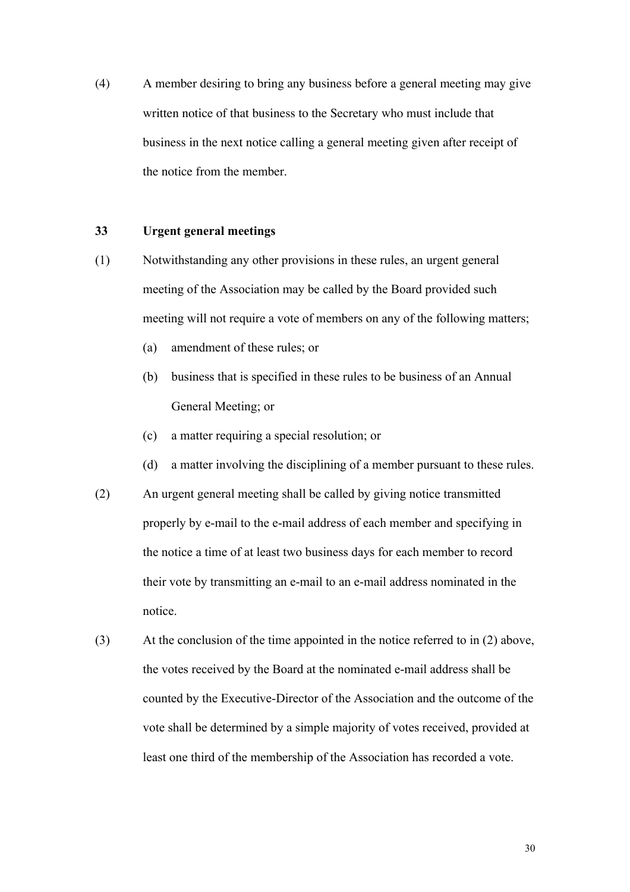(4) A member desiring to bring any business before a general meeting may give written notice of that business to the Secretary who must include that business in the next notice calling a general meeting given after receipt of the notice from the member.

**33 Urgent general meetings**

(1) Notwithstanding any other provisions in these rules, an urgent general meeting of the Association may be called by the Board provided such meeting will not require a vote of members on any of the following matters;

(a) amendment of these rules; or

(b) business that is specified in these rules to be business of an Annual General Meeting; or

(c) a matter requiring a special resolution; or

(d) a matter involving the disciplining of a member pursuant to these rules.

(2) An urgent general meeting shall be called by giving notice transmitted properly by e-mail to the e-mail address of each member and specifying in the notice a time of at least two business days for each member to record their vote by transmitting an e-mail to an e-mail address nominated in the notice.

(3) At the conclusion of the time appointed in the notice referred to in (2) above, the votes received by the Board at the nominated e-mail address shall be counted by the Executive-Director of the Association and the outcome of the vote shall be determined by a simple majority of votes received, provided at least one third of the membership of the Association has recorded a vote.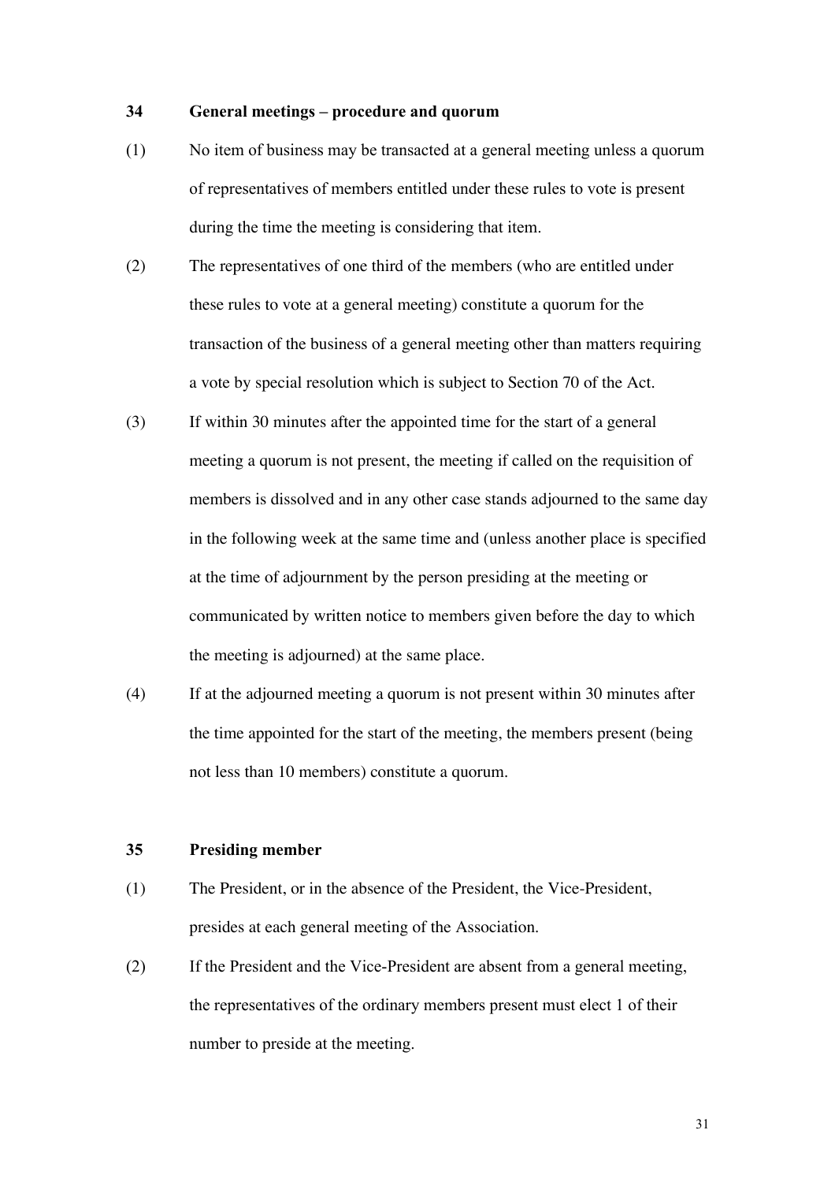### 34 General meetings – procedure and quorum

(1) No item of business may be transacted at a general meeting unless a quorum of representatives of members entitled under these rules to vote is present during the time the meeting is considering that item.

(2) The representatives of one third of the members (who are entitled under these rules to vote at a general meeting) constitute a quorum for the transaction of the business of a general meeting other than matters requiring a vote by special resolution which is subject to Section 70 of the Act.

(3) If within 30 minutes after the appointed time for the start of a general meeting a quorum is not present, the meeting if called on the requisition of members is dissolved and in any other case stands adjourned to the same day in the following week at the same time and (unless another place is specified at the time of adjournment by the person presiding at the meeting or communicated by written notice to members given before the day to which the meeting is adjourned) at the same place.

(4) If at the adjourned meeting a quorum is not present within 30 minutes after the time appointed for the start of the meeting, the members present (being not less than 10 members) constitute a quorum.

### 35 Presiding member

(1) The President, or in the absence of the President, the Vice-President, presides at each general meeting of the Association.

(2) If the President and the Vice-President are absent from a general meeting, the representatives of the ordinary members present must elect 1 of their number to preside at the meeting.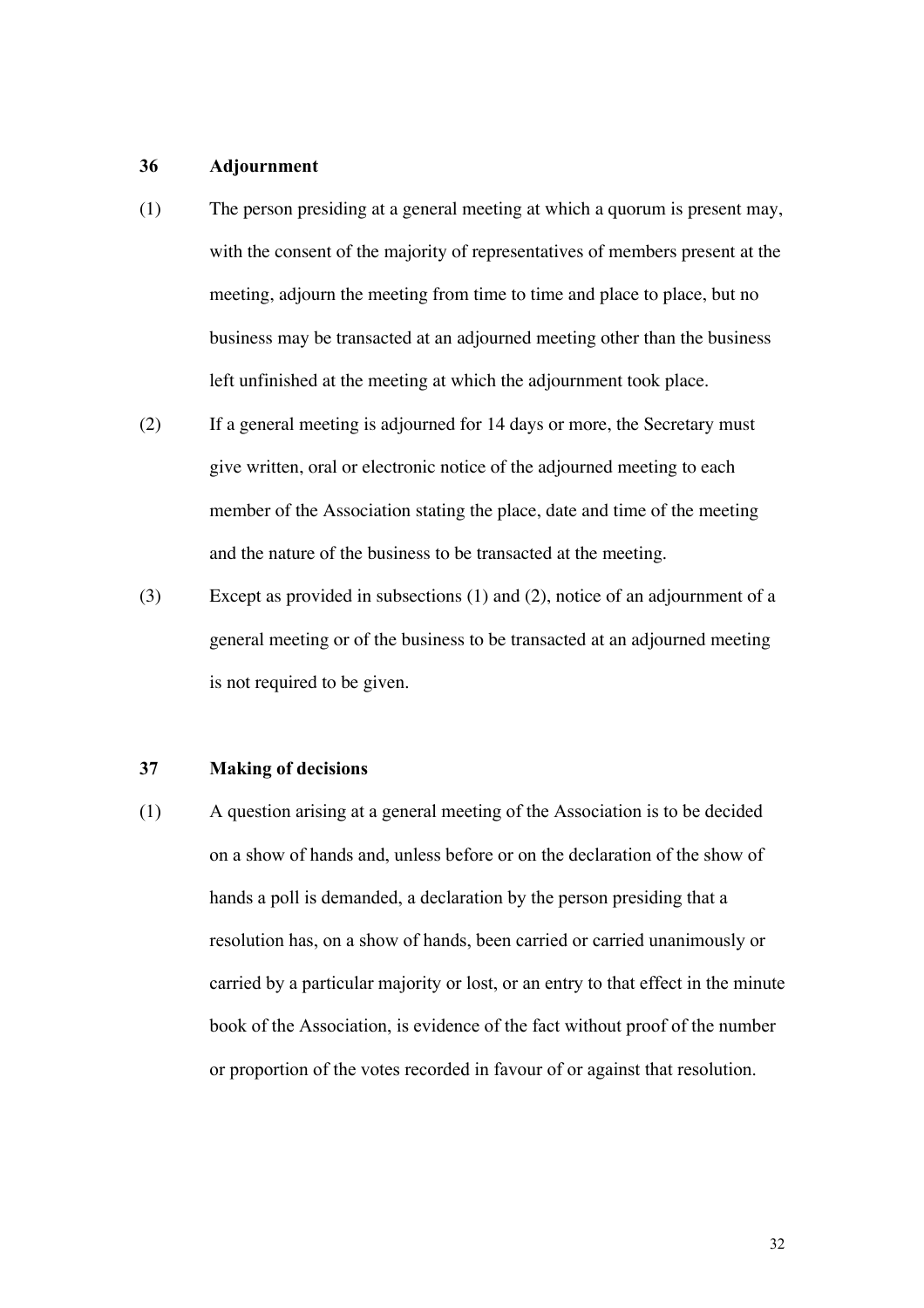### 36 Adjournment

(1) The person presiding at a general meeting at which a quorum is present may, with the consent of the majority of representatives of members present at the meeting, adjourn the meeting from time to time and place to place, but no business may be transacted at an adjourned meeting other than the business left unfinished at the meeting at which the adjournment took place.

(2) If a general meeting is adjourned for 14 days or more, the Secretary must give written, oral or electronic notice of the adjourned meeting to each member of the Association stating the place, date and time of the meeting and the nature of the business to be transacted at the meeting.

(3) Except as provided in subsections (1) and (2), notice of an adjournment of a general meeting or of the business to be transacted at an adjourned meeting is not required to be given.

### 37 Making of decisions

(1) A question arising at a general meeting of the Association is to be decided on a show of hands and, unless before or on the declaration of the show of hands a poll is demanded, a declaration by the person presiding that a resolution has, on a show of hands, been carried or carried unanimously or carried by a particular majority or lost, or an entry to that effect in the minute book of the Association, is evidence of the fact without proof of the number or proportion of the votes recorded in favour of or against that resolution.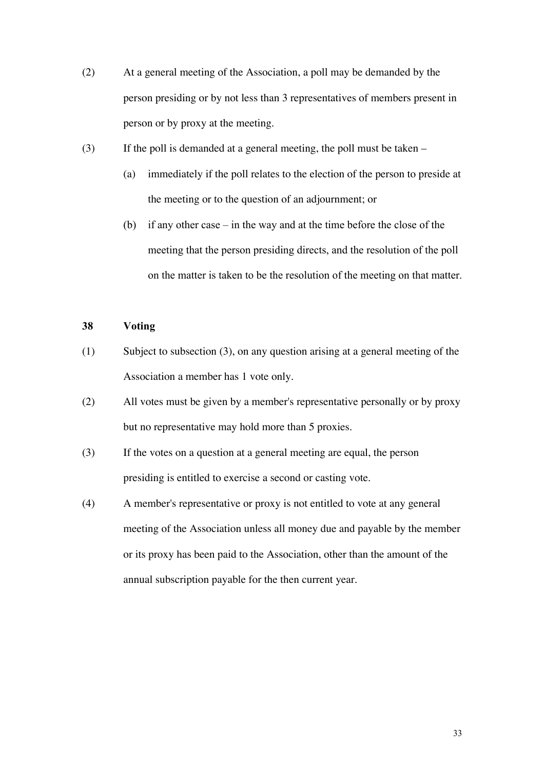(2) At a general meeting of the Association, a poll may be demanded by the person presiding or by not less than 3 representatives of members present in person or by proxy at the meeting.

(3) If the poll is demanded at a general meeting, the poll must be taken –

  (a) immediately if the poll relates to the election of the person to preside at the meeting or to the question of an adjournment; or

  (b) if any other case – in the way and at the time before the close of the meeting that the person presiding directs, and the resolution of the poll on the matter is taken to be the resolution of the meeting on that matter.

**38 Voting**

(1) Subject to subsection (3), on any question arising at a general meeting of the Association a member has 1 vote only.

(2) All votes must be given by a member's representative personally or by proxy but no representative may hold more than 5 proxies.

(3) If the votes on a question at a general meeting are equal, the person presiding is entitled to exercise a second or casting vote.

(4) A member's representative or proxy is not entitled to vote at any general meeting of the Association unless all money due and payable by the member or its proxy has been paid to the Association, other than the amount of the annual subscription payable for the then current year.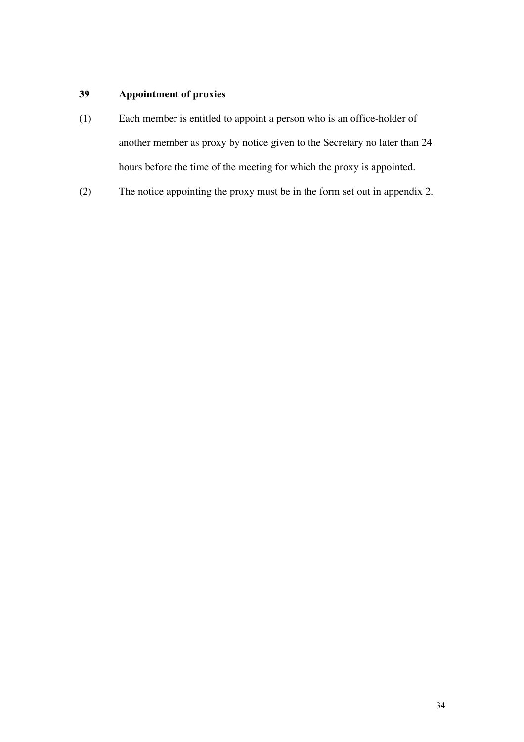## 39 Appointment of proxies

(1) Each member is entitled to appoint a person who is an office-holder of another member as proxy by notice given to the Secretary no later than 24 hours before the time of the meeting for which the proxy is appointed.

(2) The notice appointing the proxy must be in the form set out in appendix 2.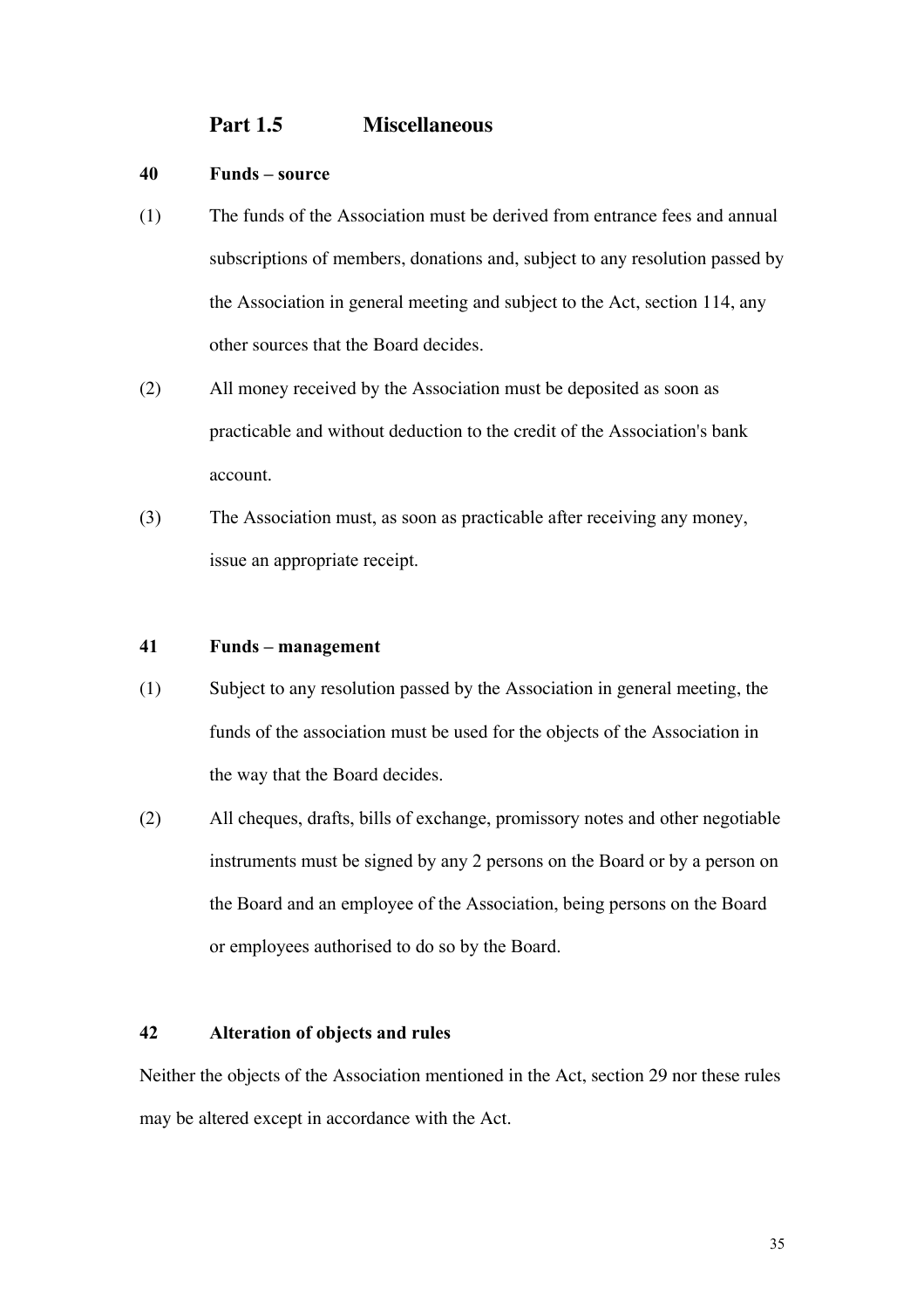## Part 1.5 Miscellaneous

### 40 Funds – source

(1) The funds of the Association must be derived from entrance fees and annual subscriptions of members, donations and, subject to any resolution passed by the Association in general meeting and subject to the Act, section 114, any other sources that the Board decides.

(2) All money received by the Association must be deposited as soon as practicable and without deduction to the credit of the Association's bank account.

(3) The Association must, as soon as practicable after receiving any money, issue an appropriate receipt.

### 41 Funds – management

(1) Subject to any resolution passed by the Association in general meeting, the funds of the association must be used for the objects of the Association in the way that the Board decides.

(2) All cheques, drafts, bills of exchange, promissory notes and other negotiable instruments must be signed by any 2 persons on the Board or by a person on the Board and an employee of the Association, being persons on the Board or employees authorised to do so by the Board.

### 42 Alteration of objects and rules

Neither the objects of the Association mentioned in the Act, section 29 nor these rules may be altered except in accordance with the Act.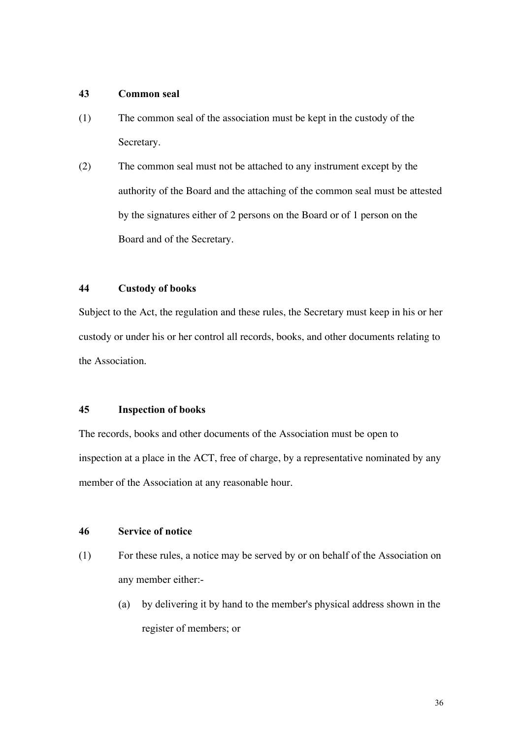### 43 Common seal

(1) The common seal of the association must be kept in the custody of the Secretary.

(2) The common seal must not be attached to any instrument except by the authority of the Board and the attaching of the common seal must be attested by the signatures either of 2 persons on the Board or of 1 person on the Board and of the Secretary.

### 44 Custody of books

Subject to the Act, the regulation and these rules, the Secretary must keep in his or her custody or under his or her control all records, books, and other documents relating to the Association.

### 45 Inspection of books

The records, books and other documents of the Association must be open to inspection at a place in the ACT, free of charge, by a representative nominated by any member of the Association at any reasonable hour.

### 46 Service of notice

(1) For these rules, a notice may be served by or on behalf of the Association on any member either:-

   (a) by delivering it by hand to the member's physical address shown in the register of members; or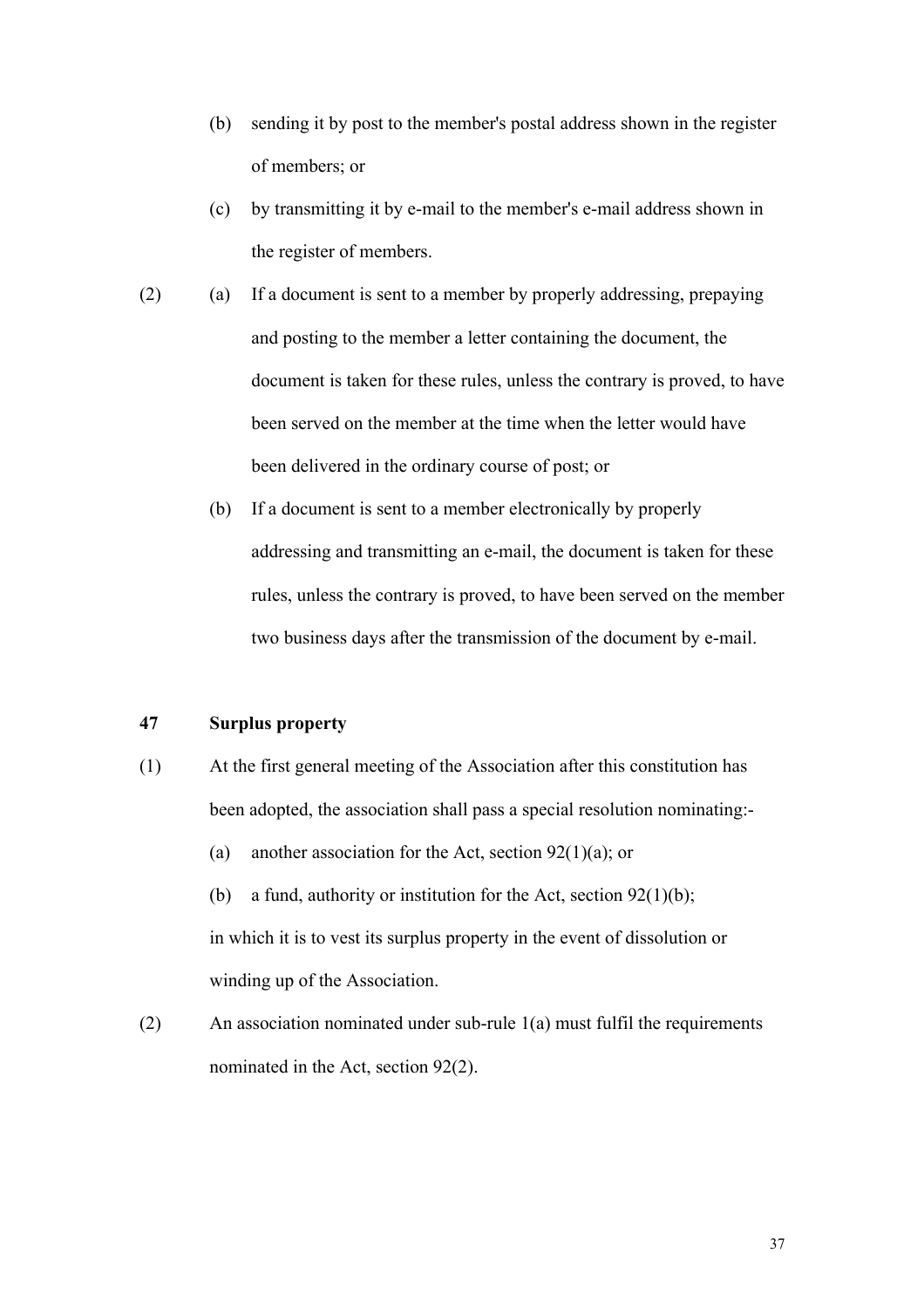(b) sending it by post to the member's postal address shown in the register of members; or

(c) by transmitting it by e-mail to the member's e-mail address shown in the register of members.

(2) (a) If a document is sent to a member by properly addressing, prepaying and posting to the member a letter containing the document, the document is taken for these rules, unless the contrary is proved, to have been served on the member at the time when the letter would have been delivered in the ordinary course of post; or

(b) If a document is sent to a member electronically by properly addressing and transmitting an e-mail, the document is taken for these rules, unless the contrary is proved, to have been served on the member two business days after the transmission of the document by e-mail.

### 47 Surplus property

(1) At the first general meeting of the Association after this constitution has been adopted, the association shall pass a special resolution nominating:-

(a) another association for the Act, section 92(1)(a); or

(b) a fund, authority or institution for the Act, section 92(1)(b);

in which it is to vest its surplus property in the event of dissolution or winding up of the Association.

(2) An association nominated under sub-rule 1(a) must fulfil the requirements nominated in the Act, section 92(2).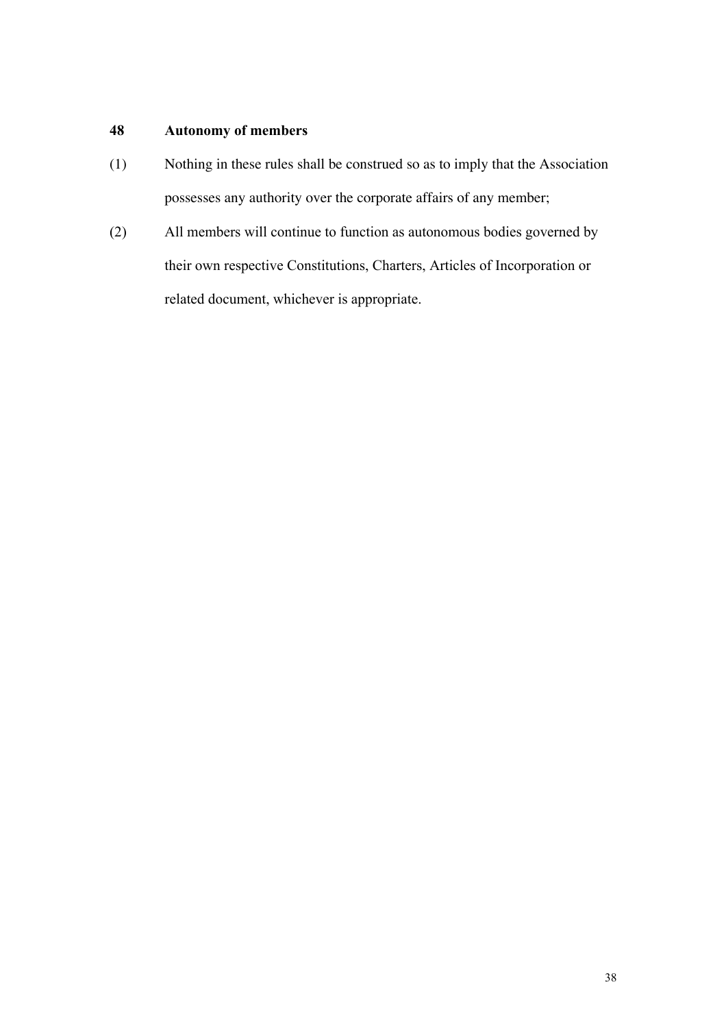## 48 Autonomy of members

(1) Nothing in these rules shall be construed so as to imply that the Association possesses any authority over the corporate affairs of any member;

(2) All members will continue to function as autonomous bodies governed by their own respective Constitutions, Charters, Articles of Incorporation or related document, whichever is appropriate.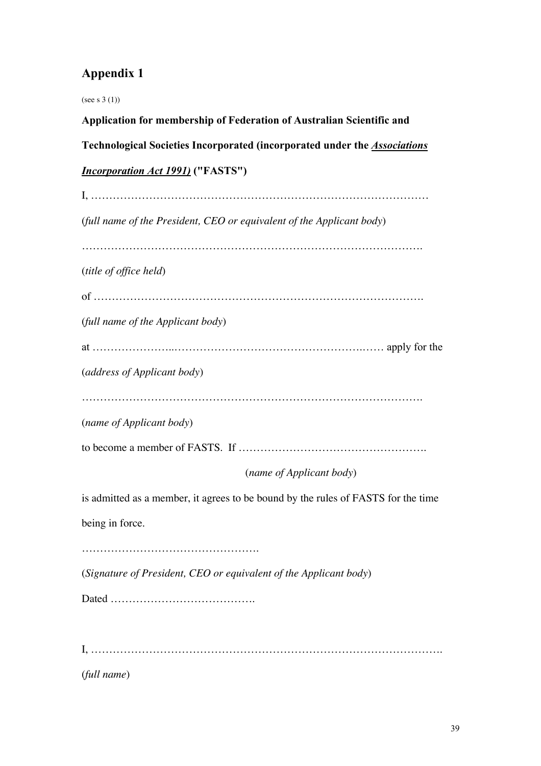## Appendix 1

(see s 3 (1))

**Application for membership of Federation of Australian Scientific and Technological Societies Incorporated (incorporated under the *Associations Incorporation Act 1991*) ("FASTS")**

I, …………………………………………………………………………………

(*full name of the President, CEO or equivalent of the Applicant body*)

………………………………………………………………………………….

(*title of office held*)

of ………………………………………………………………………………….

(*full name of the Applicant body*)

at …………………..………………………………………………….…… apply for the

(*address of Applicant body*)

………………………………………………………………………………….

(*name of Applicant body*)

to become a member of FASTS. If …………………………………………….

(*name of Applicant body*)

is admitted as a member, it agrees to be bound by the rules of FASTS for the time being in force.

………………………………………….

(*Signature of President, CEO or equivalent of the Applicant body*)

Dated ………………………………….

I, ………………………………………………………………………………….

(*full name*)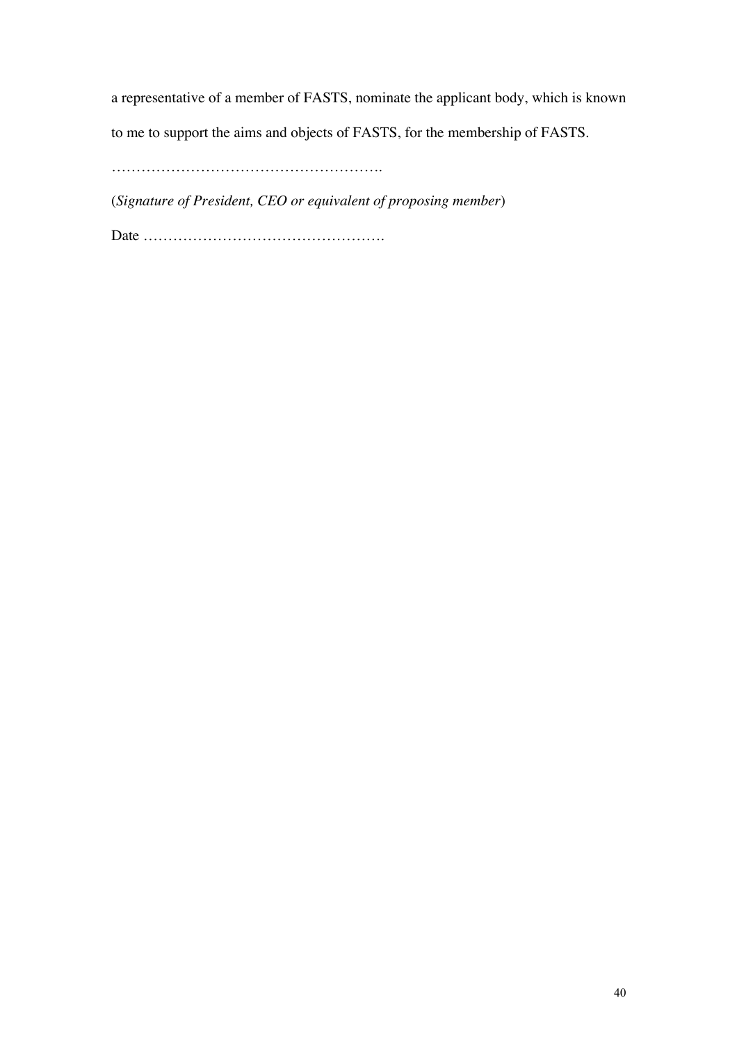a representative of a member of FASTS, nominate the applicant body, which is known to me to support the aims and objects of FASTS, for the membership of FASTS.

……………………………………………….

(*Signature of President, CEO or equivalent of proposing member*)

Date ………………………………………….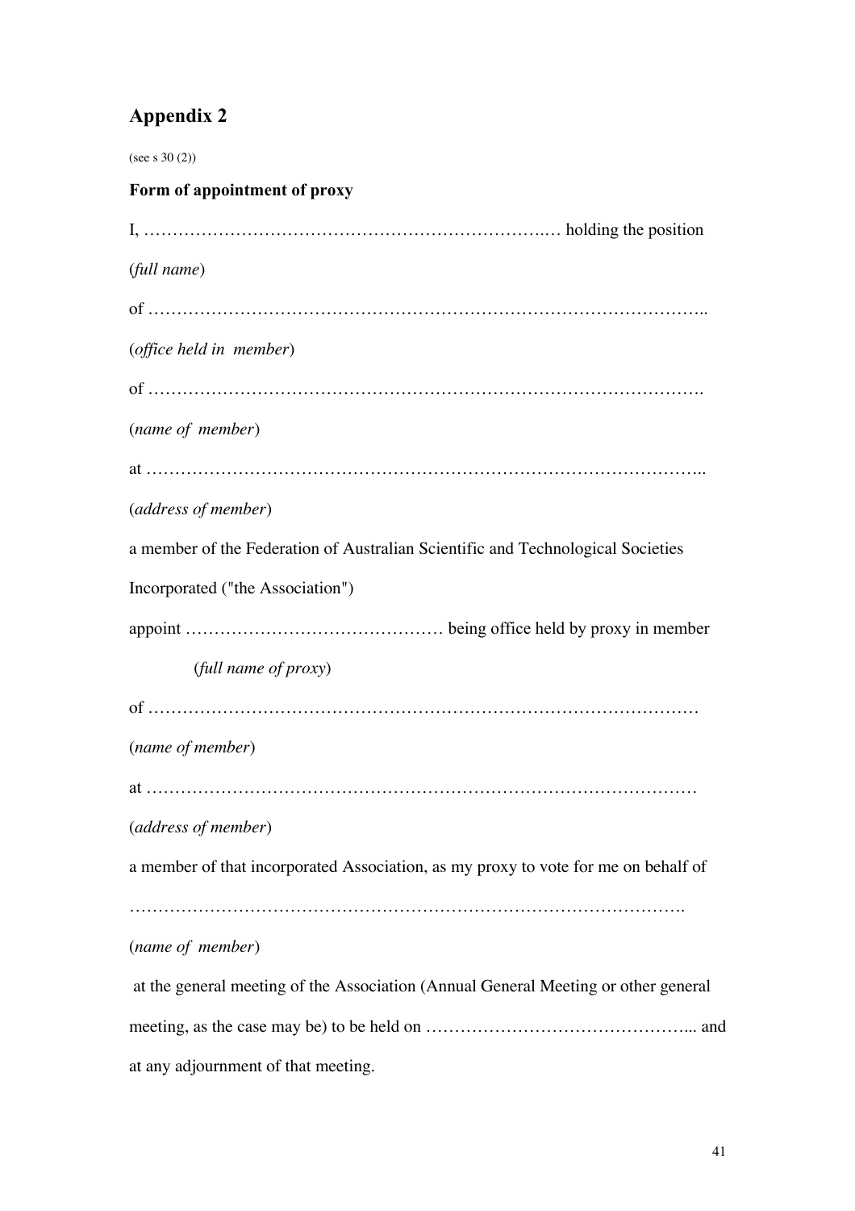## Appendix 2

(see s 30 (2))

**Form of appointment of proxy**

I, …………………………………………………………….… holding the position

(*full name*)

of …………………………………………………………………………………..

(*office held in member*)

of ………………………………………………………………………………….

(*name of member*)

at …………………………………………………………………………………..

(*address of member*)

a member of the Federation of Australian Scientific and Technological Societies Incorporated ("the Association")

appoint ……………………………………… being office held by proxy in member

(*full name of proxy*)

of …………………………………………………………………………………

(*name of member*)

at …………………………………………………………………………………

(*address of member*)

a member of that incorporated Association, as my proxy to vote for me on behalf of

………………………………………………………………………………….

(*name of member*)

at the general meeting of the Association (Annual General Meeting or other general meeting, as the case may be) to be held on ………………………………………... and at any adjournment of that meeting.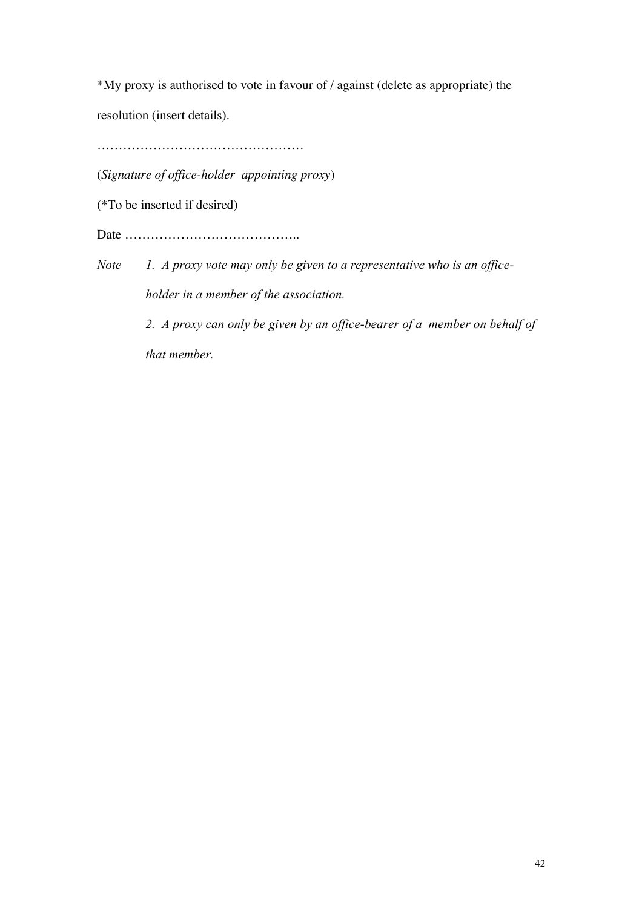*My proxy is authorised to vote in favour of / against (delete as appropriate) the resolution (insert details).

…………………………………………

(*Signature of office-holder appointing proxy*)

(*To be inserted if desired)

Date …………………………………..

*Note* &nbsp;&nbsp;&nbsp; *1. A proxy vote may only be given to a representative who is an office-holder in a member of the association.*

*2. A proxy can only be given by an office-bearer of a member on behalf of that member.*